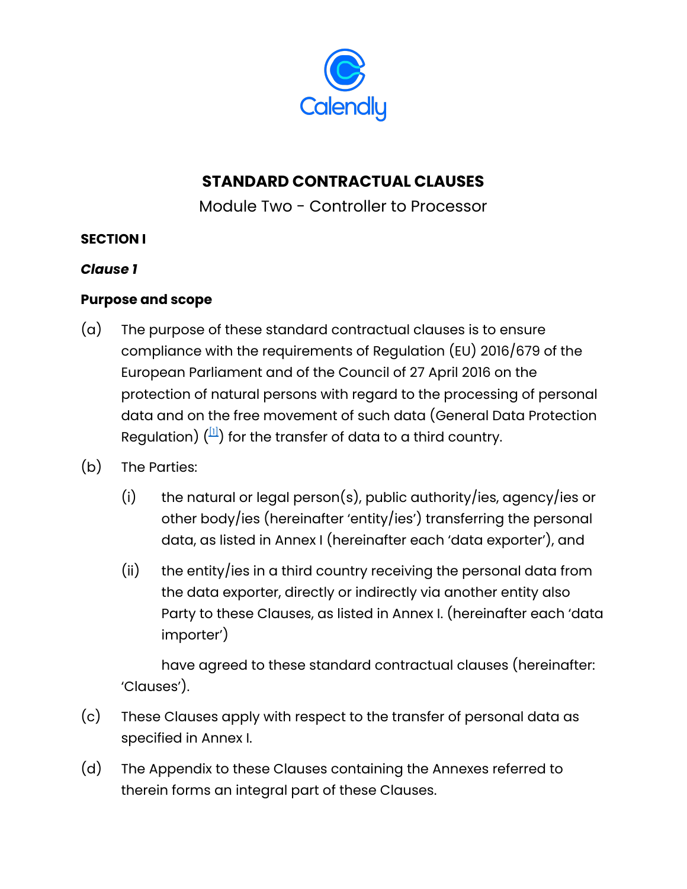Calendly

# STANDARD CONTRACTUAL CLAUSES

Module Two - Controller to Processor

## SECTION I

### *Clause 1*

### Purpose and scope

(a) The purpose of these standard contractual clauses is to ensure compliance with the requirements of Regulation (EU) 2016/679 of the European Parliament and of the Council of 27 April 2016 on the protection of natural persons with regard to the processing of personal data and on the free movement of such data (General Data Protection Regulation) ([1]) for the transfer of data to a third country.

(b) The Parties:

(i) the natural or legal person(s), public authority/ies, agency/ies or other body/ies (hereinafter 'entity/ies') transferring the personal data, as listed in Annex I (hereinafter each 'data exporter'), and

(ii) the entity/ies in a third country receiving the personal data from the data exporter, directly or indirectly via another entity also Party to these Clauses, as listed in Annex I. (hereinafter each 'data importer')

have agreed to these standard contractual clauses (hereinafter: 'Clauses').

(c) These Clauses apply with respect to the transfer of personal data as specified in Annex I.

(d) The Appendix to these Clauses containing the Annexes referred to therein forms an integral part of these Clauses.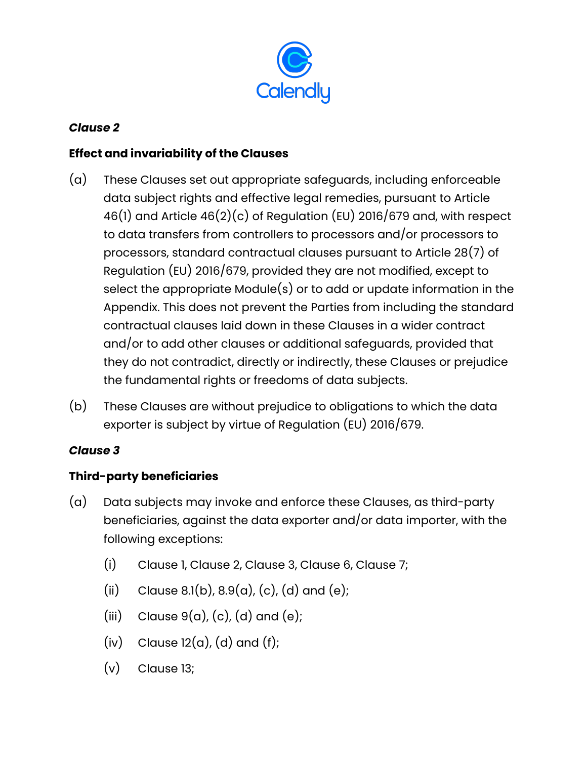***Clause 2***

**Effect and invariability of the Clauses**

(a) These Clauses set out appropriate safeguards, including enforceable data subject rights and effective legal remedies, pursuant to Article 46(1) and Article 46(2)(c) of Regulation (EU) 2016/679 and, with respect to data transfers from controllers to processors and/or processors to processors, standard contractual clauses pursuant to Article 28(7) of Regulation (EU) 2016/679, provided they are not modified, except to select the appropriate Module(s) or to add or update information in the Appendix. This does not prevent the Parties from including the standard contractual clauses laid down in these Clauses in a wider contract and/or to add other clauses or additional safeguards, provided that they do not contradict, directly or indirectly, these Clauses or prejudice the fundamental rights or freedoms of data subjects.

(b) These Clauses are without prejudice to obligations to which the data exporter is subject by virtue of Regulation (EU) 2016/679.

***Clause 3***

**Third-party beneficiaries**

(a) Data subjects may invoke and enforce these Clauses, as third-party beneficiaries, against the data exporter and/or data importer, with the following exceptions:

   (i) Clause 1, Clause 2, Clause 3, Clause 6, Clause 7;

   (ii) Clause 8.1(b), 8.9(a), (c), (d) and (e);

   (iii) Clause 9(a), (c), (d) and (e);

   (iv) Clause 12(a), (d) and (f);

   (v) Clause 13;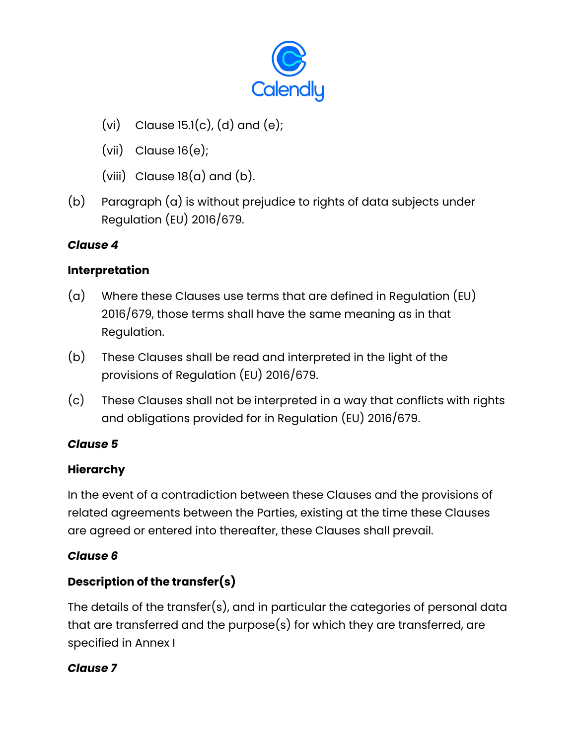(vi) Clause 15.1(c), (d) and (e);

(vii) Clause 16(e);

(viii) Clause 18(a) and (b).

(b) Paragraph (a) is without prejudice to rights of data subjects under Regulation (EU) 2016/679.

***Clause 4***

**Interpretation**

(a) Where these Clauses use terms that are defined in Regulation (EU) 2016/679, those terms shall have the same meaning as in that Regulation.

(b) These Clauses shall be read and interpreted in the light of the provisions of Regulation (EU) 2016/679.

(c) These Clauses shall not be interpreted in a way that conflicts with rights and obligations provided for in Regulation (EU) 2016/679.

***Clause 5***

**Hierarchy**

In the event of a contradiction between these Clauses and the provisions of related agreements between the Parties, existing at the time these Clauses are agreed or entered into thereafter, these Clauses shall prevail.

***Clause 6***

**Description of the transfer(s)**

The details of the transfer(s), and in particular the categories of personal data that are transferred and the purpose(s) for which they are transferred, are specified in Annex I

***Clause 7***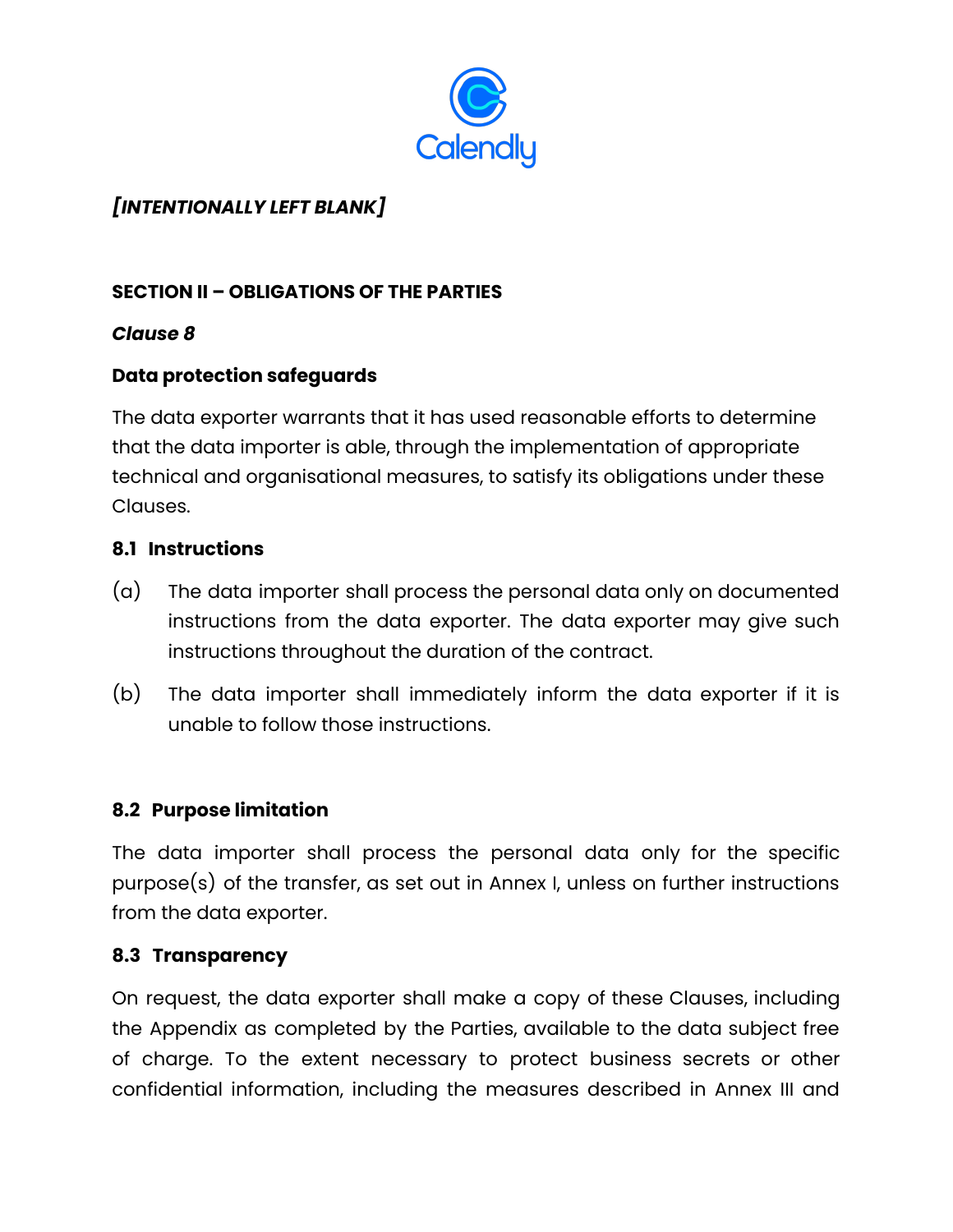*[INTENTIONALLY LEFT BLANK]*

**SECTION II – OBLIGATIONS OF THE PARTIES**

***Clause 8***

**Data protection safeguards**

The data exporter warrants that it has used reasonable efforts to determine that the data importer is able, through the implementation of appropriate technical and organisational measures, to satisfy its obligations under these Clauses.

**8.1 Instructions**

(a) The data importer shall process the personal data only on documented instructions from the data exporter. The data exporter may give such instructions throughout the duration of the contract.

(b) The data importer shall immediately inform the data exporter if it is unable to follow those instructions.

**8.2 Purpose limitation**

The data importer shall process the personal data only for the specific purpose(s) of the transfer, as set out in Annex I, unless on further instructions from the data exporter.

**8.3 Transparency**

On request, the data exporter shall make a copy of these Clauses, including the Appendix as completed by the Parties, available to the data subject free of charge. To the extent necessary to protect business secrets or other confidential information, including the measures described in Annex III and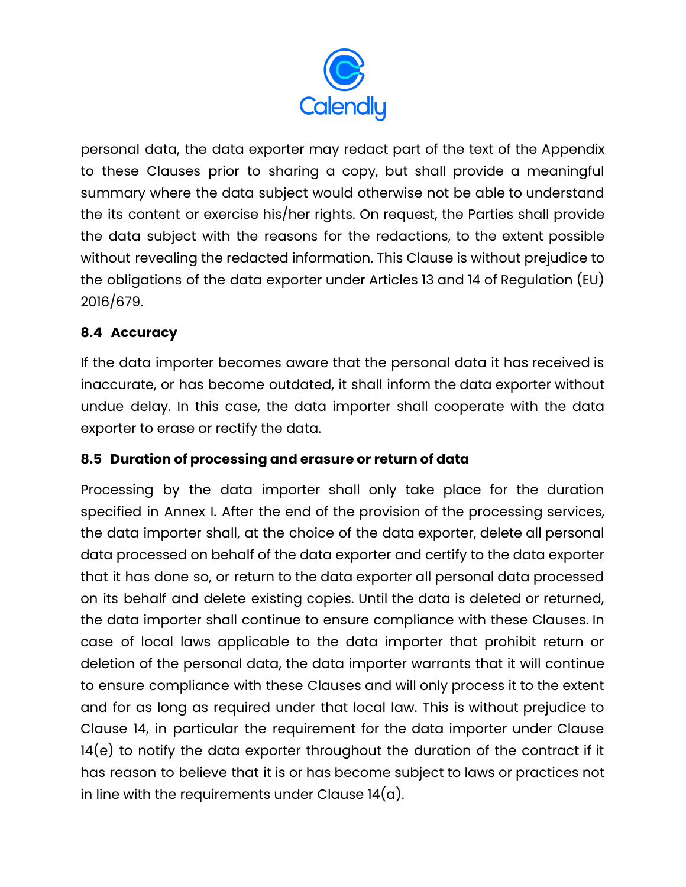personal data, the data exporter may redact part of the text of the Appendix to these Clauses prior to sharing a copy, but shall provide a meaningful summary where the data subject would otherwise not be able to understand the its content or exercise his/her rights. On request, the Parties shall provide the data subject with the reasons for the redactions, to the extent possible without revealing the redacted information. This Clause is without prejudice to the obligations of the data exporter under Articles 13 and 14 of Regulation (EU) 2016/679.

**8.4 Accuracy**

If the data importer becomes aware that the personal data it has received is inaccurate, or has become outdated, it shall inform the data exporter without undue delay. In this case, the data importer shall cooperate with the data exporter to erase or rectify the data.

**8.5 Duration of processing and erasure or return of data**

Processing by the data importer shall only take place for the duration specified in Annex I. After the end of the provision of the processing services, the data importer shall, at the choice of the data exporter, delete all personal data processed on behalf of the data exporter and certify to the data exporter that it has done so, or return to the data exporter all personal data processed on its behalf and delete existing copies. Until the data is deleted or returned, the data importer shall continue to ensure compliance with these Clauses. In case of local laws applicable to the data importer that prohibit return or deletion of the personal data, the data importer warrants that it will continue to ensure compliance with these Clauses and will only process it to the extent and for as long as required under that local law. This is without prejudice to Clause 14, in particular the requirement for the data importer under Clause 14(e) to notify the data exporter throughout the duration of the contract if it has reason to believe that it is or has become subject to laws or practices not in line with the requirements under Clause 14(a).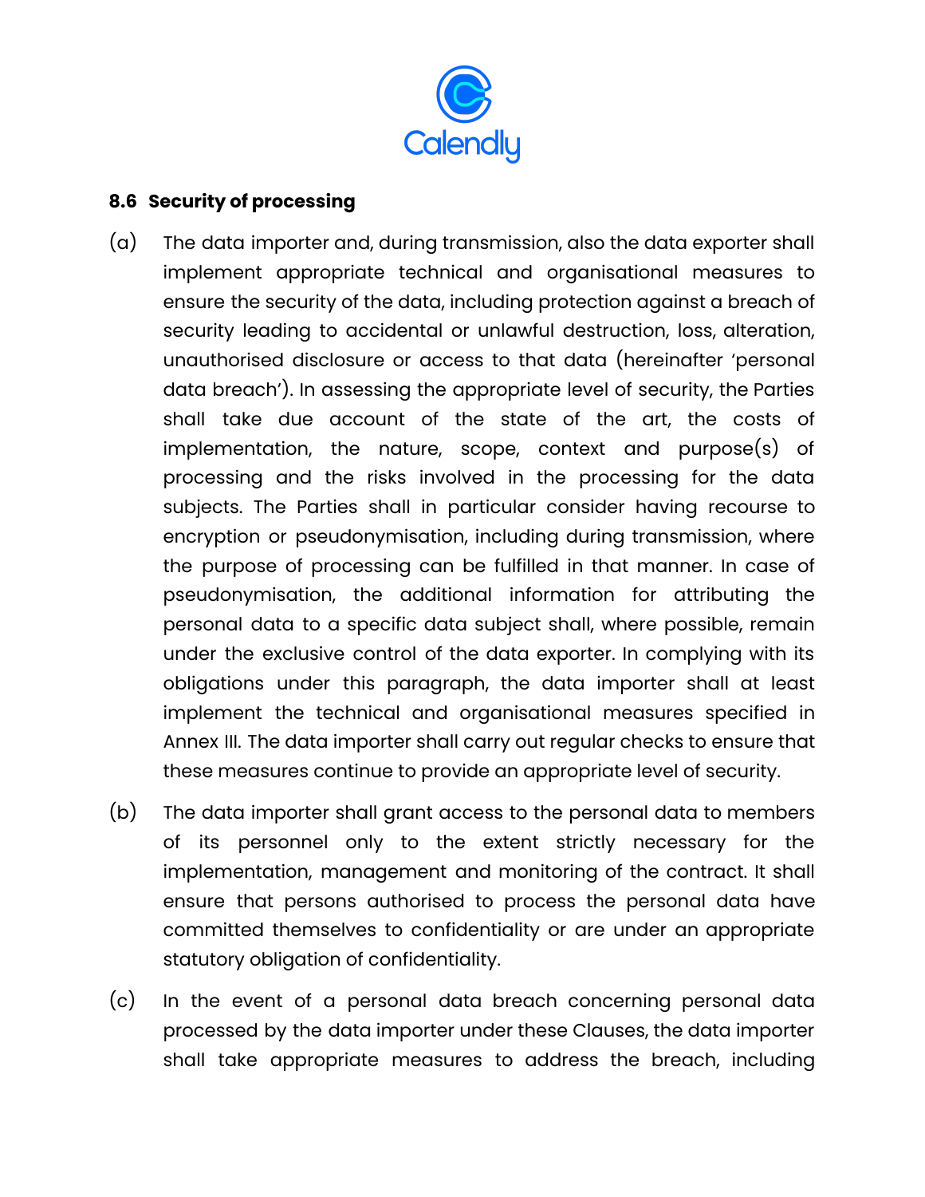### 8.6 Security of processing

(a) The data importer and, during transmission, also the data exporter shall implement appropriate technical and organisational measures to ensure the security of the data, including protection against a breach of security leading to accidental or unlawful destruction, loss, alteration, unauthorised disclosure or access to that data (hereinafter 'personal data breach'). In assessing the appropriate level of security, the Parties shall take due account of the state of the art, the costs of implementation, the nature, scope, context and purpose(s) of processing and the risks involved in the processing for the data subjects. The Parties shall in particular consider having recourse to encryption or pseudonymisation, including during transmission, where the purpose of processing can be fulfilled in that manner. In case of pseudonymisation, the additional information for attributing the personal data to a specific data subject shall, where possible, remain under the exclusive control of the data exporter. In complying with its obligations under this paragraph, the data importer shall at least implement the technical and organisational measures specified in Annex III. The data importer shall carry out regular checks to ensure that these measures continue to provide an appropriate level of security.

(b) The data importer shall grant access to the personal data to members of its personnel only to the extent strictly necessary for the implementation, management and monitoring of the contract. It shall ensure that persons authorised to process the personal data have committed themselves to confidentiality or are under an appropriate statutory obligation of confidentiality.

(c) In the event of a personal data breach concerning personal data processed by the data importer under these Clauses, the data importer shall take appropriate measures to address the breach, including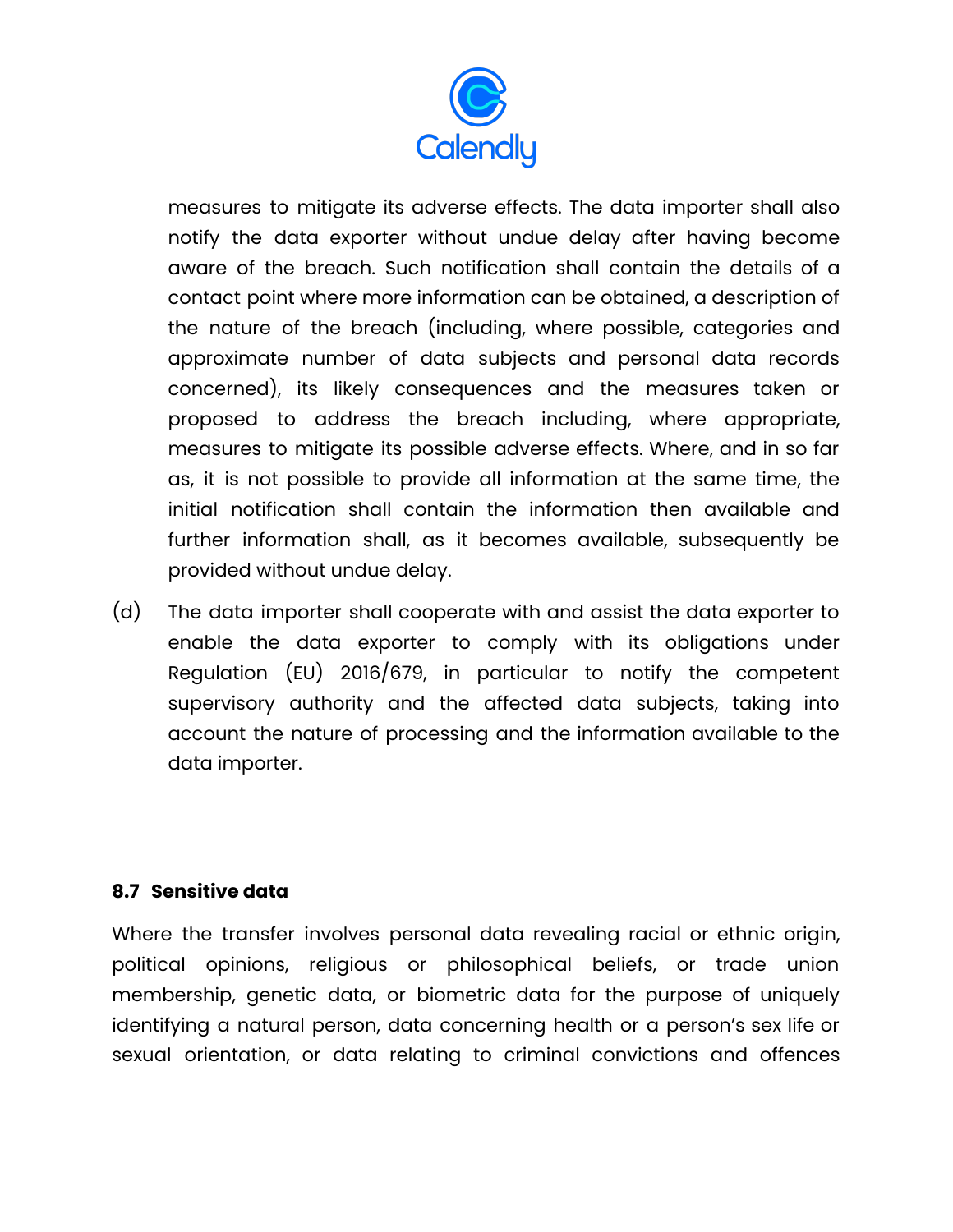measures to mitigate its adverse effects. The data importer shall also notify the data exporter without undue delay after having become aware of the breach. Such notification shall contain the details of a contact point where more information can be obtained, a description of the nature of the breach (including, where possible, categories and approximate number of data subjects and personal data records concerned), its likely consequences and the measures taken or proposed to address the breach including, where appropriate, measures to mitigate its possible adverse effects. Where, and in so far as, it is not possible to provide all information at the same time, the initial notification shall contain the information then available and further information shall, as it becomes available, subsequently be provided without undue delay.

(d) The data importer shall cooperate with and assist the data exporter to enable the data exporter to comply with its obligations under Regulation (EU) 2016/679, in particular to notify the competent supervisory authority and the affected data subjects, taking into account the nature of processing and the information available to the data importer.

### 8.7 Sensitive data

Where the transfer involves personal data revealing racial or ethnic origin, political opinions, religious or philosophical beliefs, or trade union membership, genetic data, or biometric data for the purpose of uniquely identifying a natural person, data concerning health or a person's sex life or sexual orientation, or data relating to criminal convictions and offences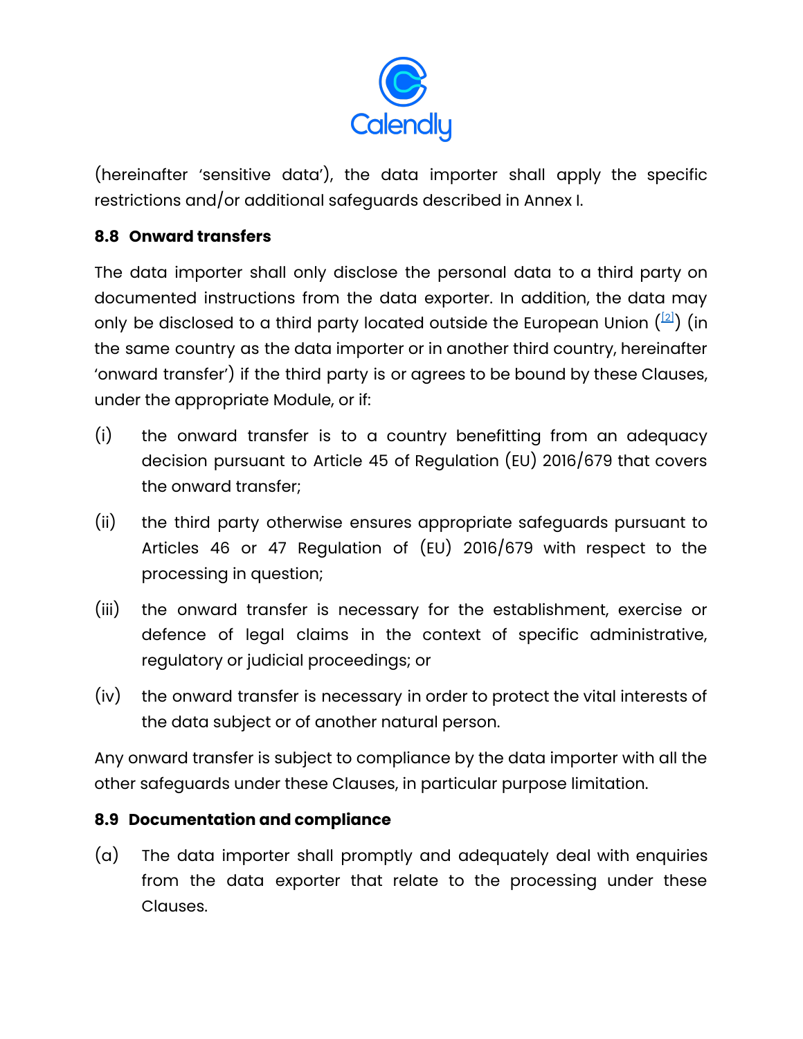(hereinafter 'sensitive data'), the data importer shall apply the specific restrictions and/or additional safeguards described in Annex I.

**8.8 Onward transfers**

The data importer shall only disclose the personal data to a third party on documented instructions from the data exporter. In addition, the data may only be disclosed to a third party located outside the European Union ([2]) (in the same country as the data importer or in another third country, hereinafter 'onward transfer') if the third party is or agrees to be bound by these Clauses, under the appropriate Module, or if:

(i) the onward transfer is to a country benefitting from an adequacy decision pursuant to Article 45 of Regulation (EU) 2016/679 that covers the onward transfer;

(ii) the third party otherwise ensures appropriate safeguards pursuant to Articles 46 or 47 Regulation of (EU) 2016/679 with respect to the processing in question;

(iii) the onward transfer is necessary for the establishment, exercise or defence of legal claims in the context of specific administrative, regulatory or judicial proceedings; or

(iv) the onward transfer is necessary in order to protect the vital interests of the data subject or of another natural person.

Any onward transfer is subject to compliance by the data importer with all the other safeguards under these Clauses, in particular purpose limitation.

**8.9 Documentation and compliance**

(a) The data importer shall promptly and adequately deal with enquiries from the data exporter that relate to the processing under these Clauses.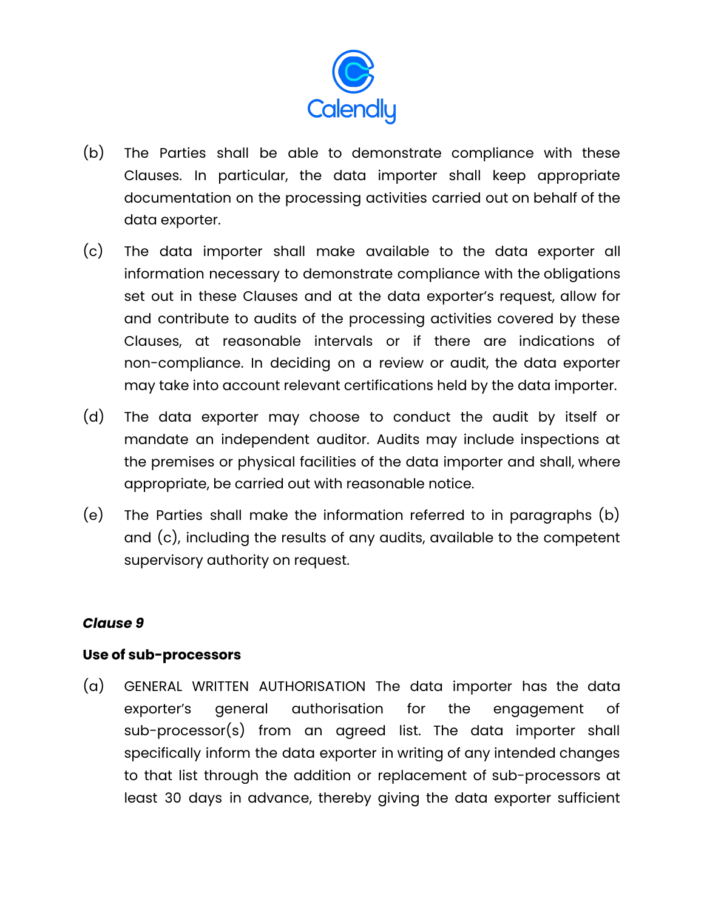(b) The Parties shall be able to demonstrate compliance with these Clauses. In particular, the data importer shall keep appropriate documentation on the processing activities carried out on behalf of the data exporter.

(c) The data importer shall make available to the data exporter all information necessary to demonstrate compliance with the obligations set out in these Clauses and at the data exporter's request, allow for and contribute to audits of the processing activities covered by these Clauses, at reasonable intervals or if there are indications of non-compliance. In deciding on a review or audit, the data exporter may take into account relevant certifications held by the data importer.

(d) The data exporter may choose to conduct the audit by itself or mandate an independent auditor. Audits may include inspections at the premises or physical facilities of the data importer and shall, where appropriate, be carried out with reasonable notice.

(e) The Parties shall make the information referred to in paragraphs (b) and (c), including the results of any audits, available to the competent supervisory authority on request.

***Clause 9***

**Use of sub-processors**

(a) GENERAL WRITTEN AUTHORISATION The data importer has the data exporter's general authorisation for the engagement of sub-processor(s) from an agreed list. The data importer shall specifically inform the data exporter in writing of any intended changes to that list through the addition or replacement of sub-processors at least 30 days in advance, thereby giving the data exporter sufficient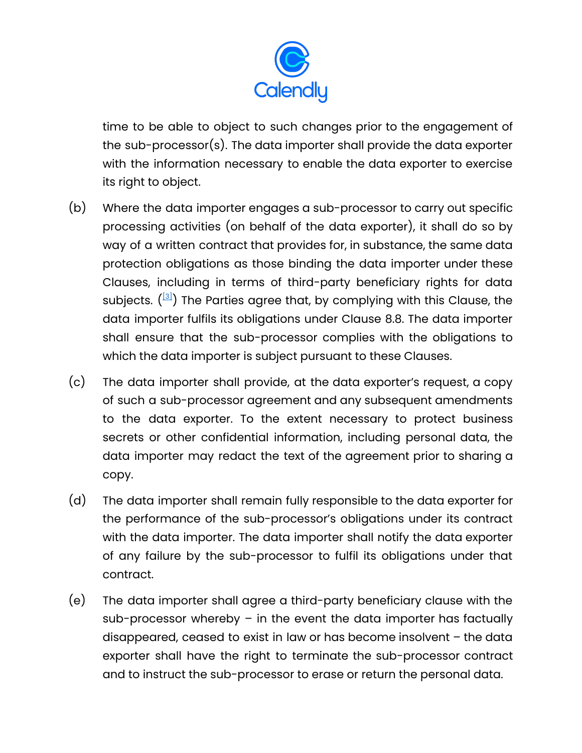time to be able to object to such changes prior to the engagement of the sub-processor(s). The data importer shall provide the data exporter with the information necessary to enable the data exporter to exercise its right to object.

(b) Where the data importer engages a sub-processor to carry out specific processing activities (on behalf of the data exporter), it shall do so by way of a written contract that provides for, in substance, the same data protection obligations as those binding the data importer under these Clauses, including in terms of third-party beneficiary rights for data subjects. ([3]) The Parties agree that, by complying with this Clause, the data importer fulfils its obligations under Clause 8.8. The data importer shall ensure that the sub-processor complies with the obligations to which the data importer is subject pursuant to these Clauses.

(c) The data importer shall provide, at the data exporter's request, a copy of such a sub-processor agreement and any subsequent amendments to the data exporter. To the extent necessary to protect business secrets or other confidential information, including personal data, the data importer may redact the text of the agreement prior to sharing a copy.

(d) The data importer shall remain fully responsible to the data exporter for the performance of the sub-processor's obligations under its contract with the data importer. The data importer shall notify the data exporter of any failure by the sub-processor to fulfil its obligations under that contract.

(e) The data importer shall agree a third-party beneficiary clause with the sub-processor whereby – in the event the data importer has factually disappeared, ceased to exist in law or has become insolvent – the data exporter shall have the right to terminate the sub-processor contract and to instruct the sub-processor to erase or return the personal data.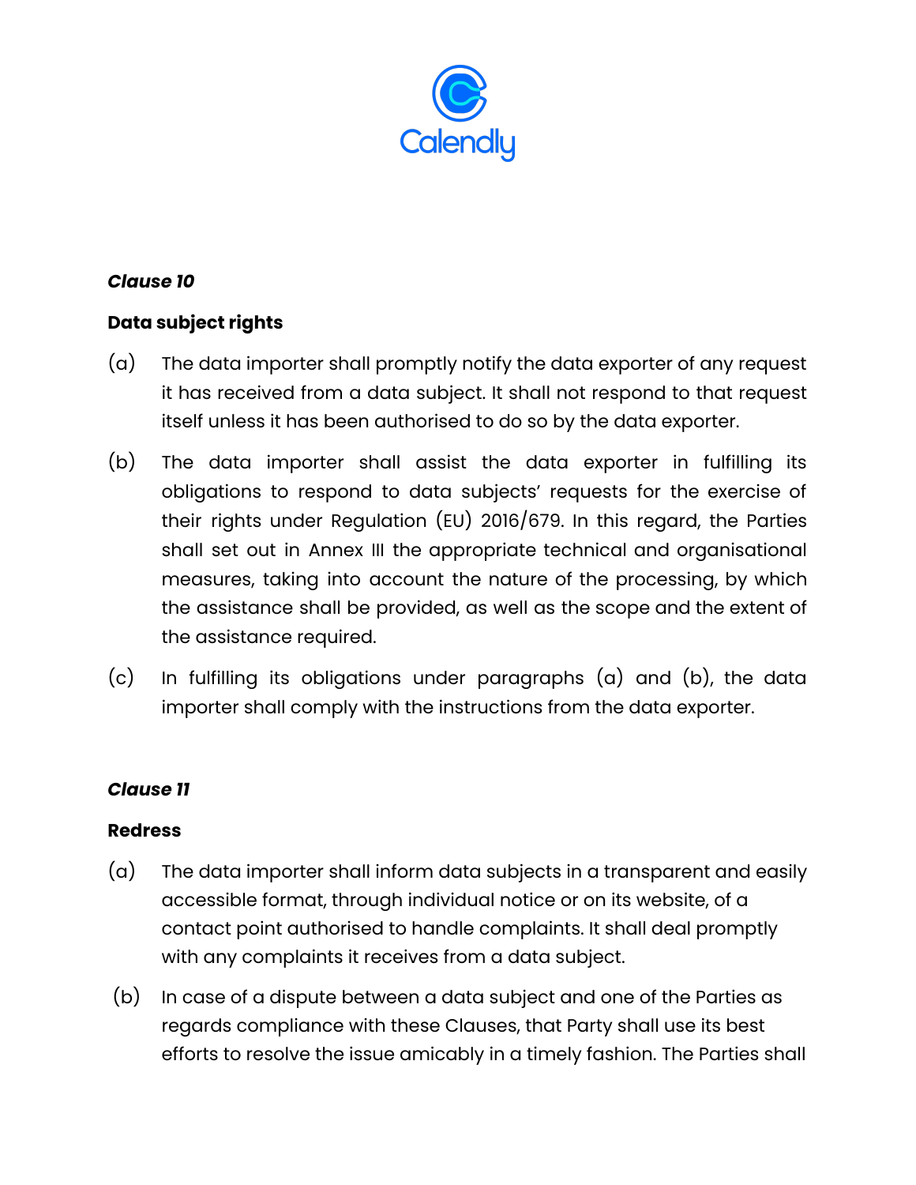***Clause 10***

**Data subject rights**

(a) The data importer shall promptly notify the data exporter of any request it has received from a data subject. It shall not respond to that request itself unless it has been authorised to do so by the data exporter.

(b) The data importer shall assist the data exporter in fulfilling its obligations to respond to data subjects' requests for the exercise of their rights under Regulation (EU) 2016/679. In this regard, the Parties shall set out in Annex III the appropriate technical and organisational measures, taking into account the nature of the processing, by which the assistance shall be provided, as well as the scope and the extent of the assistance required.

(c) In fulfilling its obligations under paragraphs (a) and (b), the data importer shall comply with the instructions from the data exporter.

***Clause 11***

**Redress**

(a) The data importer shall inform data subjects in a transparent and easily accessible format, through individual notice or on its website, of a contact point authorised to handle complaints. It shall deal promptly with any complaints it receives from a data subject.

(b) In case of a dispute between a data subject and one of the Parties as regards compliance with these Clauses, that Party shall use its best efforts to resolve the issue amicably in a timely fashion. The Parties shall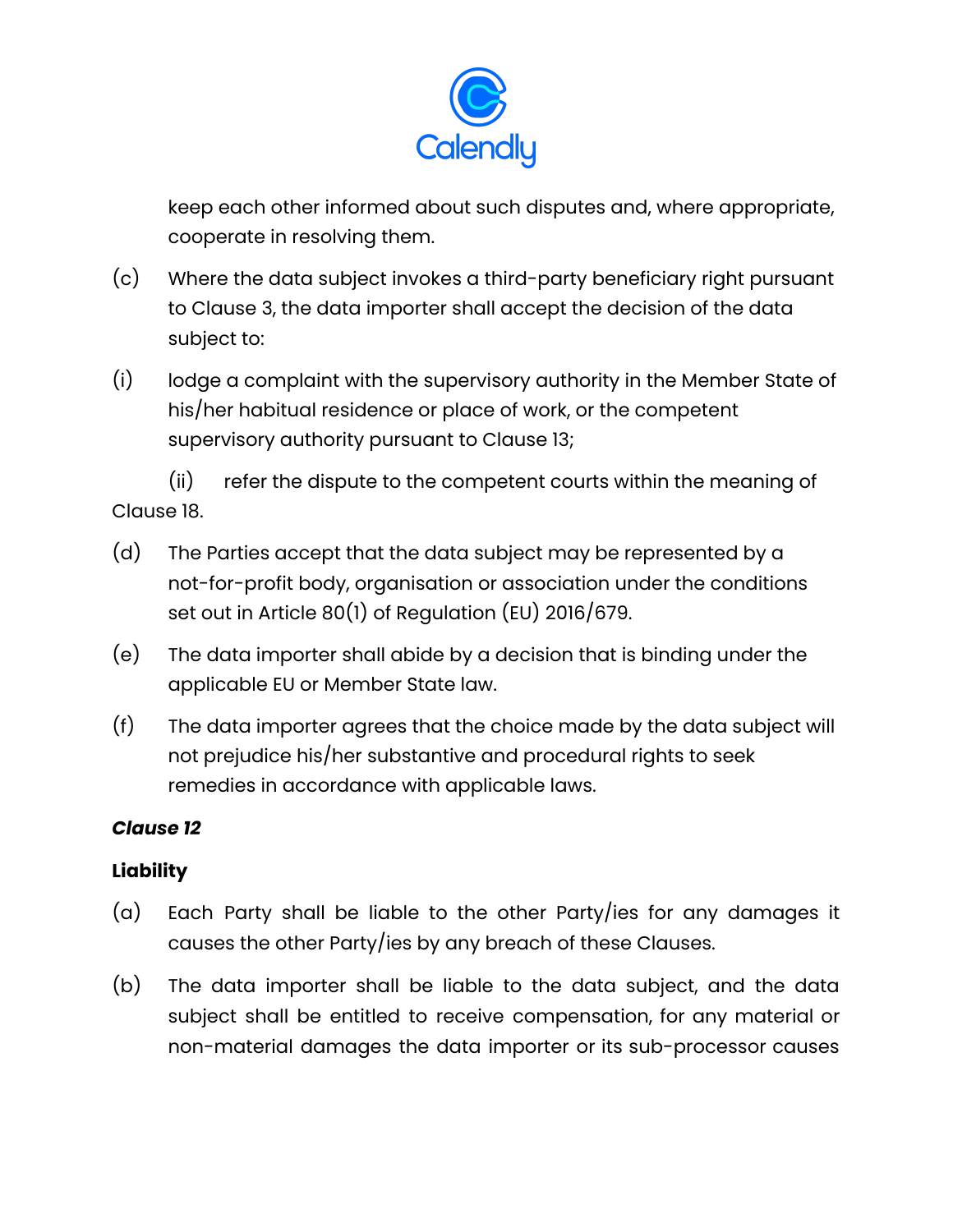keep each other informed about such disputes and, where appropriate, cooperate in resolving them.

(c) Where the data subject invokes a third-party beneficiary right pursuant to Clause 3, the data importer shall accept the decision of the data subject to:

(i) lodge a complaint with the supervisory authority in the Member State of his/her habitual residence or place of work, or the competent supervisory authority pursuant to Clause 13;

(ii) refer the dispute to the competent courts within the meaning of Clause 18.

(d) The Parties accept that the data subject may be represented by a not-for-profit body, organisation or association under the conditions set out in Article 80(1) of Regulation (EU) 2016/679.

(e) The data importer shall abide by a decision that is binding under the applicable EU or Member State law.

(f) The data importer agrees that the choice made by the data subject will not prejudice his/her substantive and procedural rights to seek remedies in accordance with applicable laws.

***Clause 12***

**Liability**

(a) Each Party shall be liable to the other Party/ies for any damages it causes the other Party/ies by any breach of these Clauses.

(b) The data importer shall be liable to the data subject, and the data subject shall be entitled to receive compensation, for any material or non-material damages the data importer or its sub-processor causes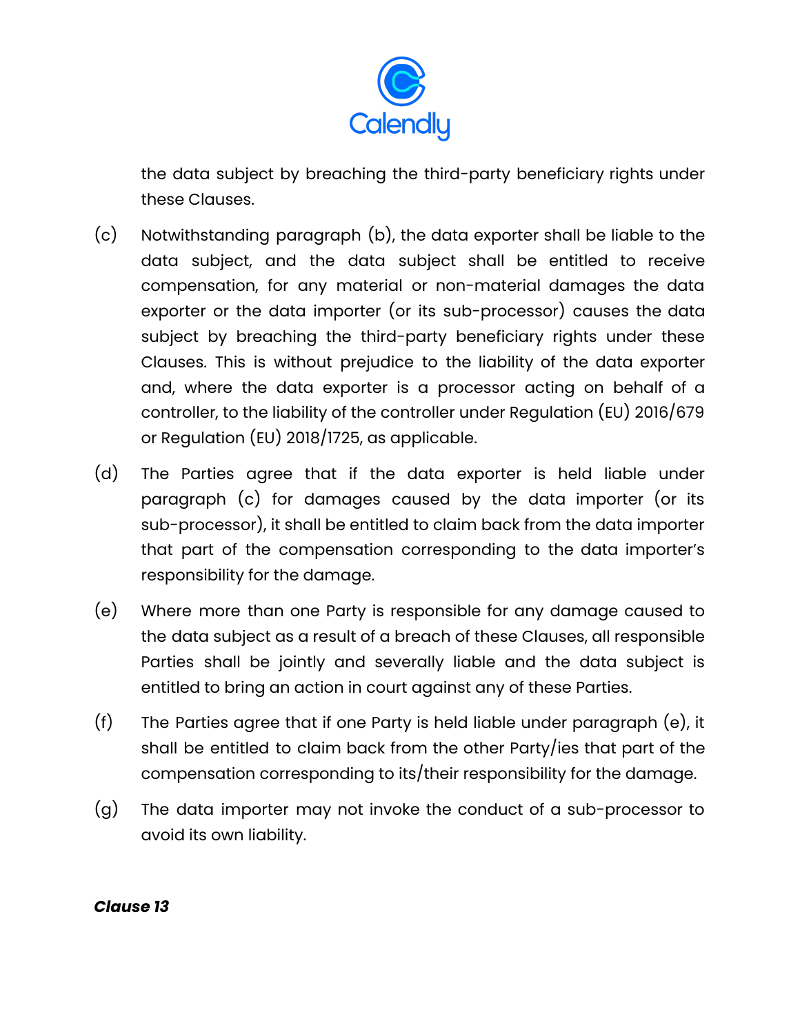the data subject by breaching the third-party beneficiary rights under these Clauses.

(c) Notwithstanding paragraph (b), the data exporter shall be liable to the data subject, and the data subject shall be entitled to receive compensation, for any material or non-material damages the data exporter or the data importer (or its sub-processor) causes the data subject by breaching the third-party beneficiary rights under these Clauses. This is without prejudice to the liability of the data exporter and, where the data exporter is a processor acting on behalf of a controller, to the liability of the controller under Regulation (EU) 2016/679 or Regulation (EU) 2018/1725, as applicable.

(d) The Parties agree that if the data exporter is held liable under paragraph (c) for damages caused by the data importer (or its sub-processor), it shall be entitled to claim back from the data importer that part of the compensation corresponding to the data importer's responsibility for the damage.

(e) Where more than one Party is responsible for any damage caused to the data subject as a result of a breach of these Clauses, all responsible Parties shall be jointly and severally liable and the data subject is entitled to bring an action in court against any of these Parties.

(f) The Parties agree that if one Party is held liable under paragraph (e), it shall be entitled to claim back from the other Party/ies that part of the compensation corresponding to its/their responsibility for the damage.

(g) The data importer may not invoke the conduct of a sub-processor to avoid its own liability.

***Clause 13***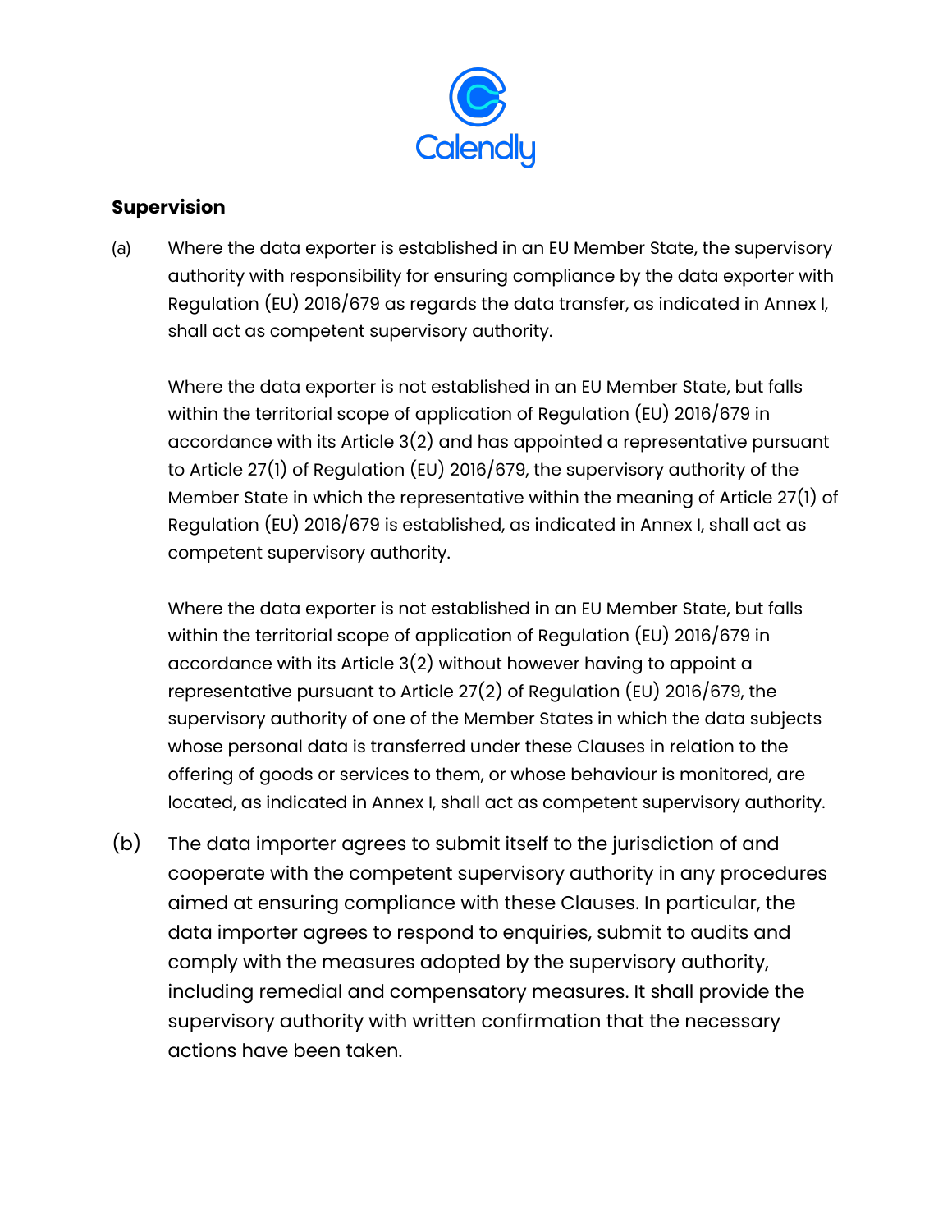**Supervision**

(a) Where the data exporter is established in an EU Member State, the supervisory authority with responsibility for ensuring compliance by the data exporter with Regulation (EU) 2016/679 as regards the data transfer, as indicated in Annex I, shall act as competent supervisory authority.

Where the data exporter is not established in an EU Member State, but falls within the territorial scope of application of Regulation (EU) 2016/679 in accordance with its Article 3(2) and has appointed a representative pursuant to Article 27(1) of Regulation (EU) 2016/679, the supervisory authority of the Member State in which the representative within the meaning of Article 27(1) of Regulation (EU) 2016/679 is established, as indicated in Annex I, shall act as competent supervisory authority.

Where the data exporter is not established in an EU Member State, but falls within the territorial scope of application of Regulation (EU) 2016/679 in accordance with its Article 3(2) without however having to appoint a representative pursuant to Article 27(2) of Regulation (EU) 2016/679, the supervisory authority of one of the Member States in which the data subjects whose personal data is transferred under these Clauses in relation to the offering of goods or services to them, or whose behaviour is monitored, are located, as indicated in Annex I, shall act as competent supervisory authority.

(b) The data importer agrees to submit itself to the jurisdiction of and cooperate with the competent supervisory authority in any procedures aimed at ensuring compliance with these Clauses. In particular, the data importer agrees to respond to enquiries, submit to audits and comply with the measures adopted by the supervisory authority, including remedial and compensatory measures. It shall provide the supervisory authority with written confirmation that the necessary actions have been taken.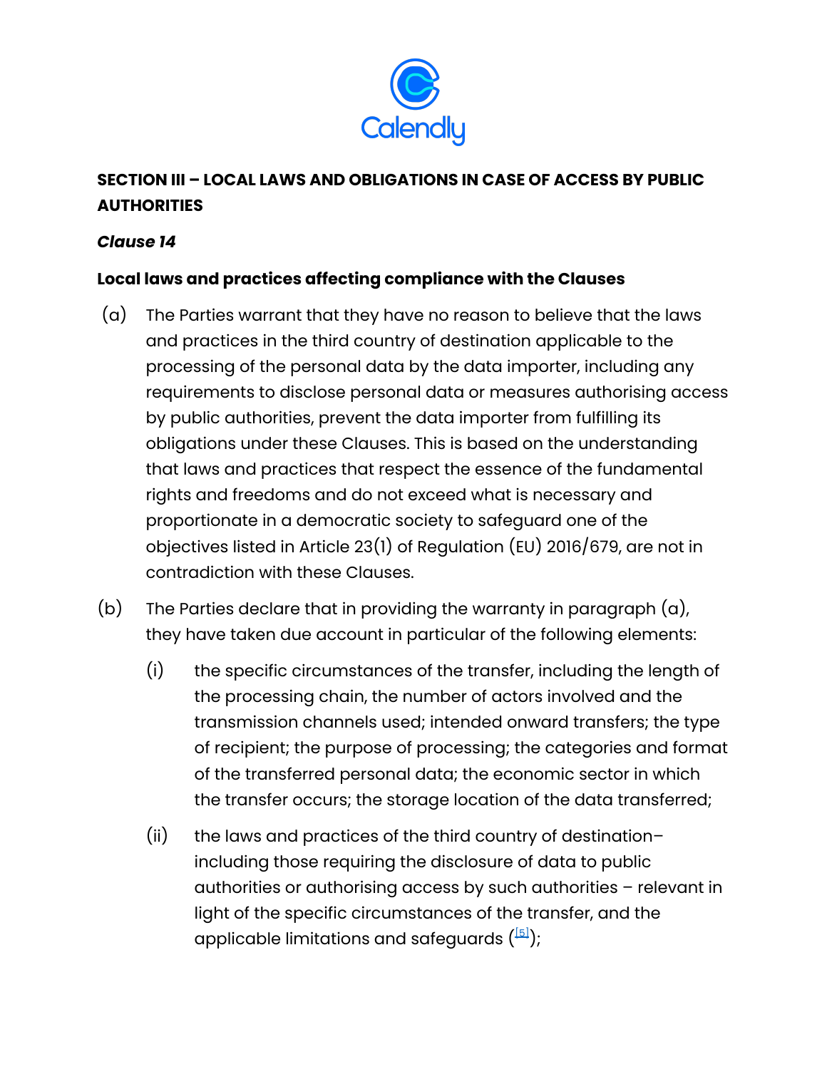## SECTION III – LOCAL LAWS AND OBLIGATIONS IN CASE OF ACCESS BY PUBLIC AUTHORITIES

### *Clause 14*

### Local laws and practices affecting compliance with the Clauses

(a) The Parties warrant that they have no reason to believe that the laws and practices in the third country of destination applicable to the processing of the personal data by the data importer, including any requirements to disclose personal data or measures authorising access by public authorities, prevent the data importer from fulfilling its obligations under these Clauses. This is based on the understanding that laws and practices that respect the essence of the fundamental rights and freedoms and do not exceed what is necessary and proportionate in a democratic society to safeguard one of the objectives listed in Article 23(1) of Regulation (EU) 2016/679, are not in contradiction with these Clauses.

(b) The Parties declare that in providing the warranty in paragraph (a), they have taken due account in particular of the following elements:

(i) the specific circumstances of the transfer, including the length of the processing chain, the number of actors involved and the transmission channels used; intended onward transfers; the type of recipient; the purpose of processing; the categories and format of the transferred personal data; the economic sector in which the transfer occurs; the storage location of the data transferred;

(ii) the laws and practices of the third country of destination– including those requiring the disclosure of data to public authorities or authorising access by such authorities – relevant in light of the specific circumstances of the transfer, and the applicable limitations and safeguards ([5]);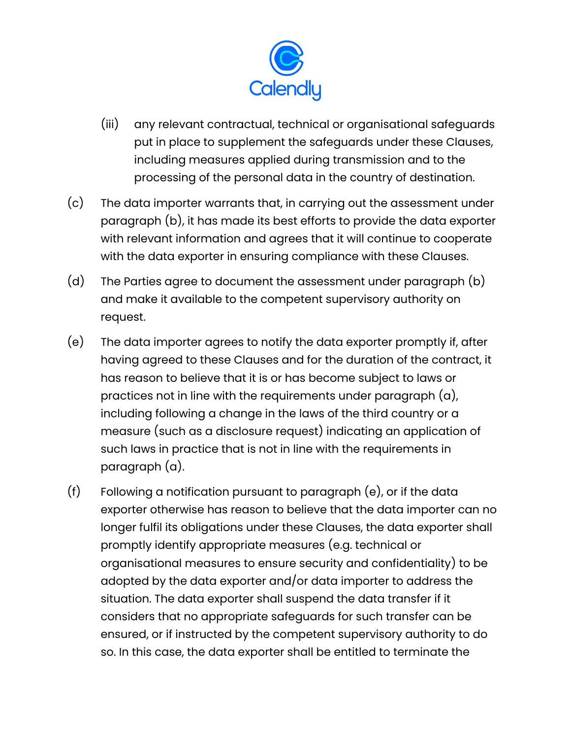(iii) any relevant contractual, technical or organisational safeguards put in place to supplement the safeguards under these Clauses, including measures applied during transmission and to the processing of the personal data in the country of destination.

(c) The data importer warrants that, in carrying out the assessment under paragraph (b), it has made its best efforts to provide the data exporter with relevant information and agrees that it will continue to cooperate with the data exporter in ensuring compliance with these Clauses.

(d) The Parties agree to document the assessment under paragraph (b) and make it available to the competent supervisory authority on request.

(e) The data importer agrees to notify the data exporter promptly if, after having agreed to these Clauses and for the duration of the contract, it has reason to believe that it is or has become subject to laws or practices not in line with the requirements under paragraph (a), including following a change in the laws of the third country or a measure (such as a disclosure request) indicating an application of such laws in practice that is not in line with the requirements in paragraph (a).

(f) Following a notification pursuant to paragraph (e), or if the data exporter otherwise has reason to believe that the data importer can no longer fulfil its obligations under these Clauses, the data exporter shall promptly identify appropriate measures (e.g. technical or organisational measures to ensure security and confidentiality) to be adopted by the data exporter and/or data importer to address the situation. The data exporter shall suspend the data transfer if it considers that no appropriate safeguards for such transfer can be ensured, or if instructed by the competent supervisory authority to do so. In this case, the data exporter shall be entitled to terminate the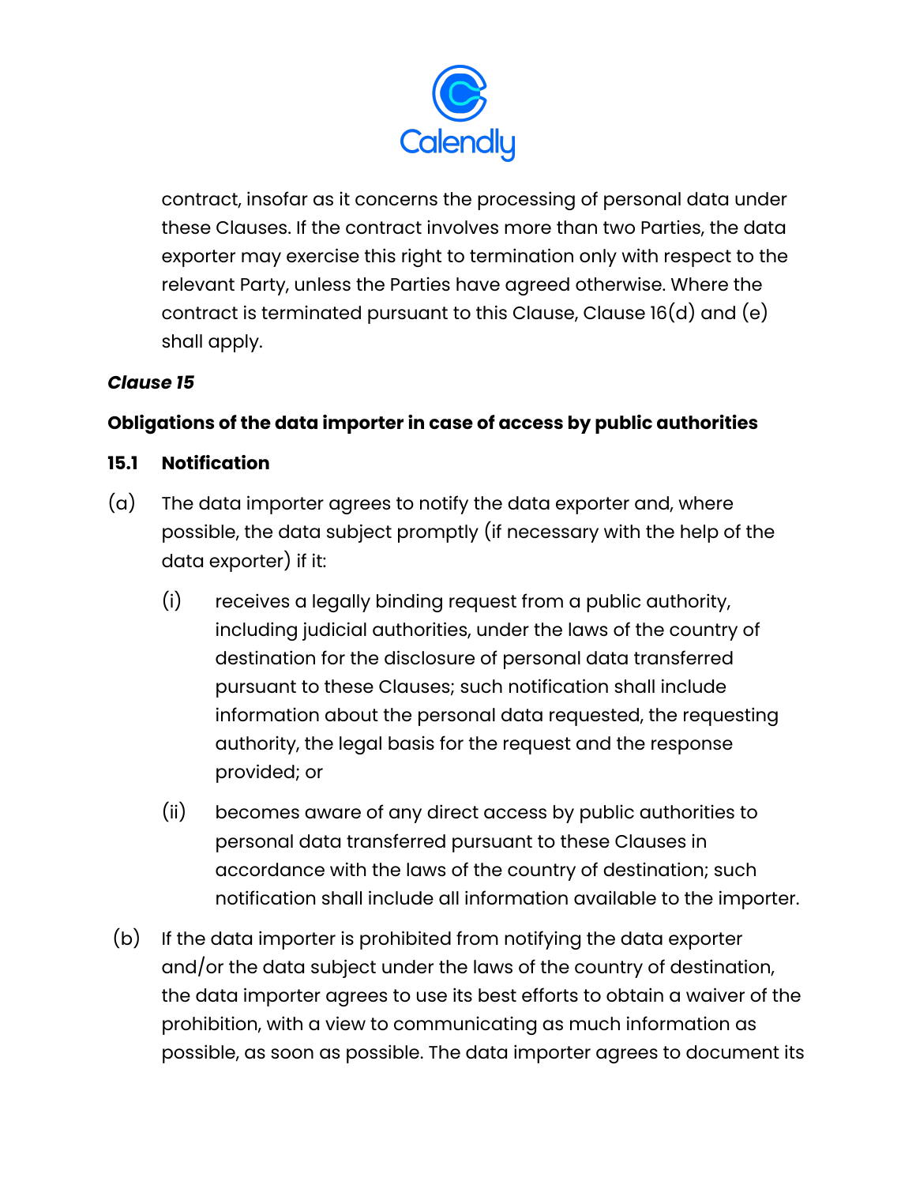contract, insofar as it concerns the processing of personal data under these Clauses. If the contract involves more than two Parties, the data exporter may exercise this right to termination only with respect to the relevant Party, unless the Parties have agreed otherwise. Where the contract is terminated pursuant to this Clause, Clause 16(d) and (e) shall apply.

***Clause 15***

**Obligations of the data importer in case of access by public authorities**

**15.1 Notification**

(a) The data importer agrees to notify the data exporter and, where possible, the data subject promptly (if necessary with the help of the data exporter) if it:

(i) receives a legally binding request from a public authority, including judicial authorities, under the laws of the country of destination for the disclosure of personal data transferred pursuant to these Clauses; such notification shall include information about the personal data requested, the requesting authority, the legal basis for the request and the response provided; or

(ii) becomes aware of any direct access by public authorities to personal data transferred pursuant to these Clauses in accordance with the laws of the country of destination; such notification shall include all information available to the importer.

(b) If the data importer is prohibited from notifying the data exporter and/or the data subject under the laws of the country of destination, the data importer agrees to use its best efforts to obtain a waiver of the prohibition, with a view to communicating as much information as possible, as soon as possible. The data importer agrees to document its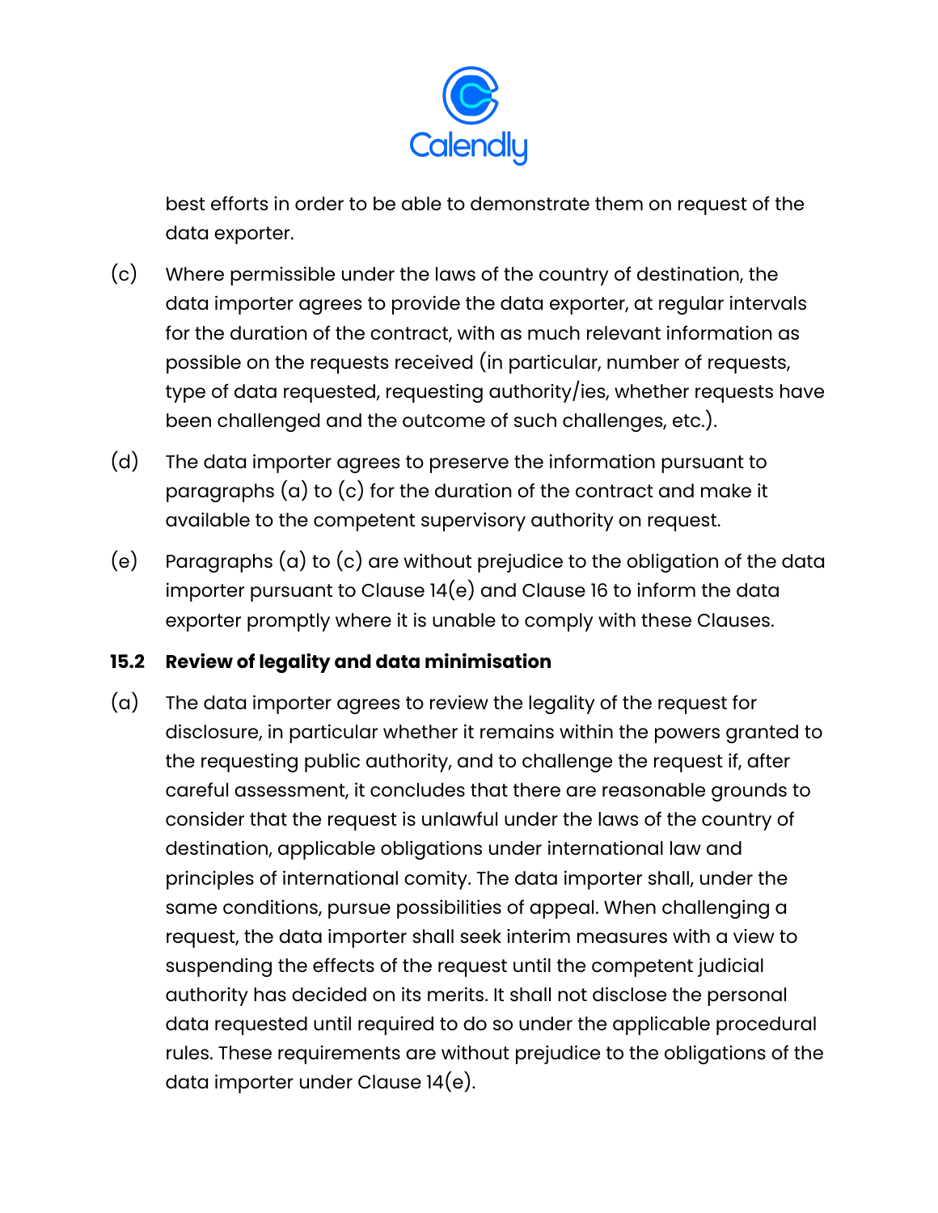best efforts in order to be able to demonstrate them on request of the data exporter.

(c) Where permissible under the laws of the country of destination, the data importer agrees to provide the data exporter, at regular intervals for the duration of the contract, with as much relevant information as possible on the requests received (in particular, number of requests, type of data requested, requesting authority/ies, whether requests have been challenged and the outcome of such challenges, etc.).

(d) The data importer agrees to preserve the information pursuant to paragraphs (a) to (c) for the duration of the contract and make it available to the competent supervisory authority on request.

(e) Paragraphs (a) to (c) are without prejudice to the obligation of the data importer pursuant to Clause 14(e) and Clause 16 to inform the data exporter promptly where it is unable to comply with these Clauses.

**15.2 Review of legality and data minimisation**

(a) The data importer agrees to review the legality of the request for disclosure, in particular whether it remains within the powers granted to the requesting public authority, and to challenge the request if, after careful assessment, it concludes that there are reasonable grounds to consider that the request is unlawful under the laws of the country of destination, applicable obligations under international law and principles of international comity. The data importer shall, under the same conditions, pursue possibilities of appeal. When challenging a request, the data importer shall seek interim measures with a view to suspending the effects of the request until the competent judicial authority has decided on its merits. It shall not disclose the personal data requested until required to do so under the applicable procedural rules. These requirements are without prejudice to the obligations of the data importer under Clause 14(e).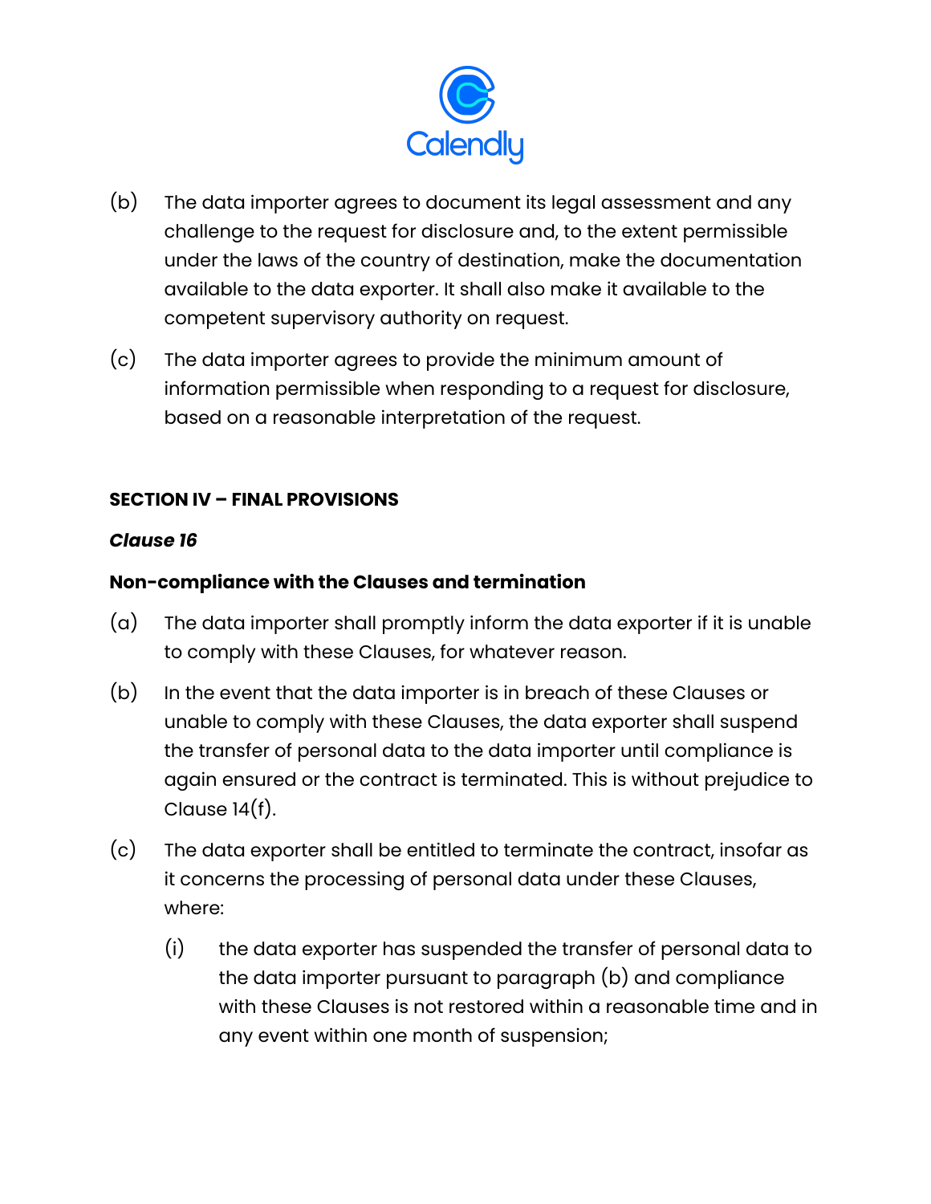(b) The data importer agrees to document its legal assessment and any challenge to the request for disclosure and, to the extent permissible under the laws of the country of destination, make the documentation available to the data exporter. It shall also make it available to the competent supervisory authority on request.

(c) The data importer agrees to provide the minimum amount of information permissible when responding to a request for disclosure, based on a reasonable interpretation of the request.

**SECTION IV – FINAL PROVISIONS**

***Clause 16***

**Non-compliance with the Clauses and termination**

(a) The data importer shall promptly inform the data exporter if it is unable to comply with these Clauses, for whatever reason.

(b) In the event that the data importer is in breach of these Clauses or unable to comply with these Clauses, the data exporter shall suspend the transfer of personal data to the data importer until compliance is again ensured or the contract is terminated. This is without prejudice to Clause 14(f).

(c) The data exporter shall be entitled to terminate the contract, insofar as it concerns the processing of personal data under these Clauses, where:

(i) the data exporter has suspended the transfer of personal data to the data importer pursuant to paragraph (b) and compliance with these Clauses is not restored within a reasonable time and in any event within one month of suspension;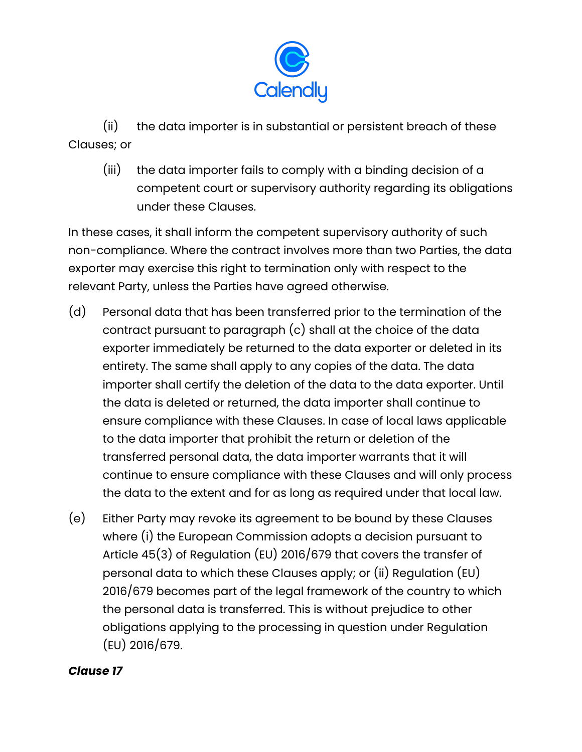(ii) the data importer is in substantial or persistent breach of these Clauses; or

(iii) the data importer fails to comply with a binding decision of a competent court or supervisory authority regarding its obligations under these Clauses.

In these cases, it shall inform the competent supervisory authority of such non-compliance. Where the contract involves more than two Parties, the data exporter may exercise this right to termination only with respect to the relevant Party, unless the Parties have agreed otherwise.

(d) Personal data that has been transferred prior to the termination of the contract pursuant to paragraph (c) shall at the choice of the data exporter immediately be returned to the data exporter or deleted in its entirety. The same shall apply to any copies of the data. The data importer shall certify the deletion of the data to the data exporter. Until the data is deleted or returned, the data importer shall continue to ensure compliance with these Clauses. In case of local laws applicable to the data importer that prohibit the return or deletion of the transferred personal data, the data importer warrants that it will continue to ensure compliance with these Clauses and will only process the data to the extent and for as long as required under that local law.

(e) Either Party may revoke its agreement to be bound by these Clauses where (i) the European Commission adopts a decision pursuant to Article 45(3) of Regulation (EU) 2016/679 that covers the transfer of personal data to which these Clauses apply; or (ii) Regulation (EU) 2016/679 becomes part of the legal framework of the country to which the personal data is transferred. This is without prejudice to other obligations applying to the processing in question under Regulation (EU) 2016/679.

***Clause 17***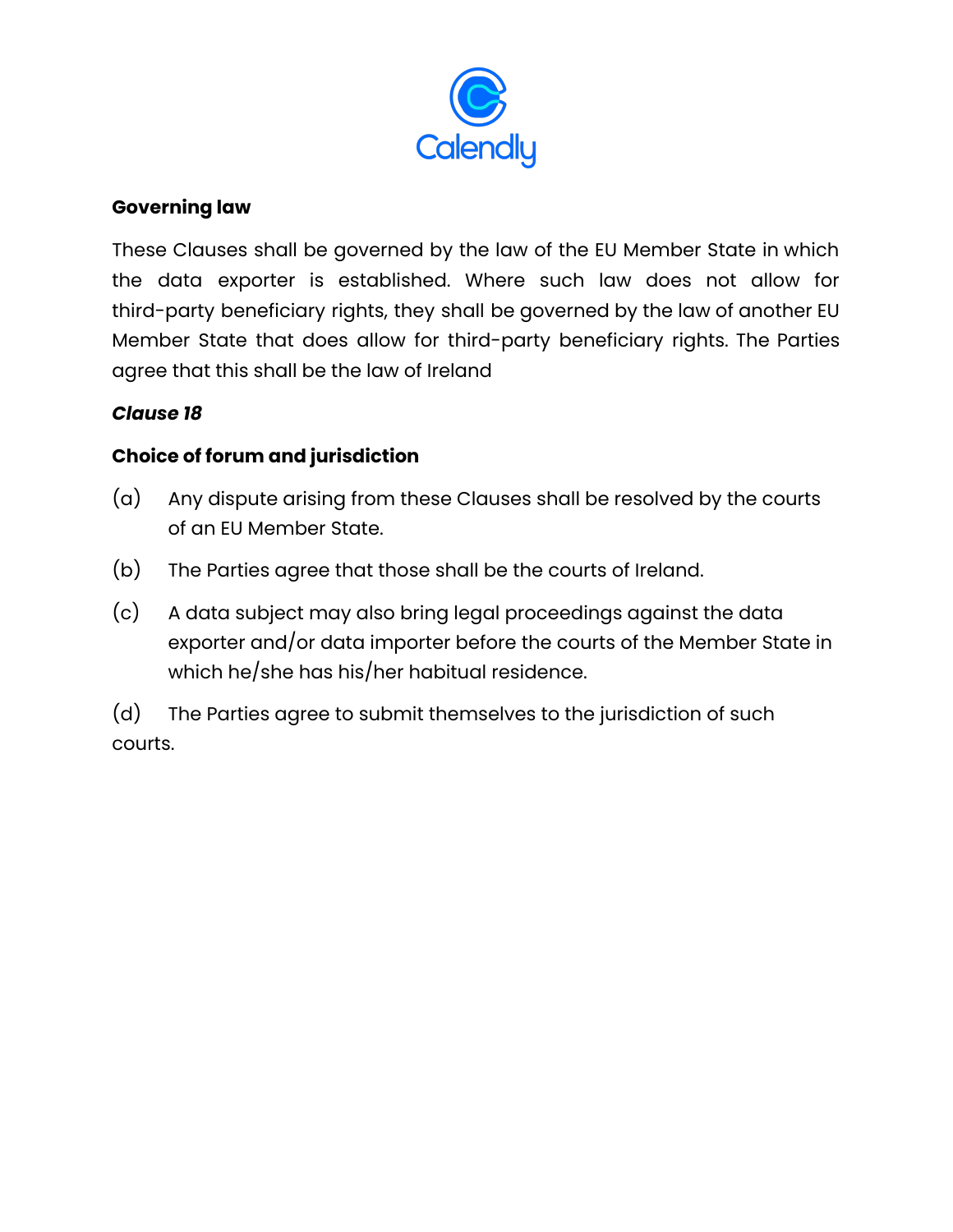**Governing law**

These Clauses shall be governed by the law of the EU Member State in which the data exporter is established. Where such law does not allow for third-party beneficiary rights, they shall be governed by the law of another EU Member State that does allow for third-party beneficiary rights. The Parties agree that this shall be the law of Ireland

***Clause 18***

**Choice of forum and jurisdiction**

(a) Any dispute arising from these Clauses shall be resolved by the courts of an EU Member State.

(b) The Parties agree that those shall be the courts of Ireland.

(c) A data subject may also bring legal proceedings against the data exporter and/or data importer before the courts of the Member State in which he/she has his/her habitual residence.

(d) The Parties agree to submit themselves to the jurisdiction of such courts.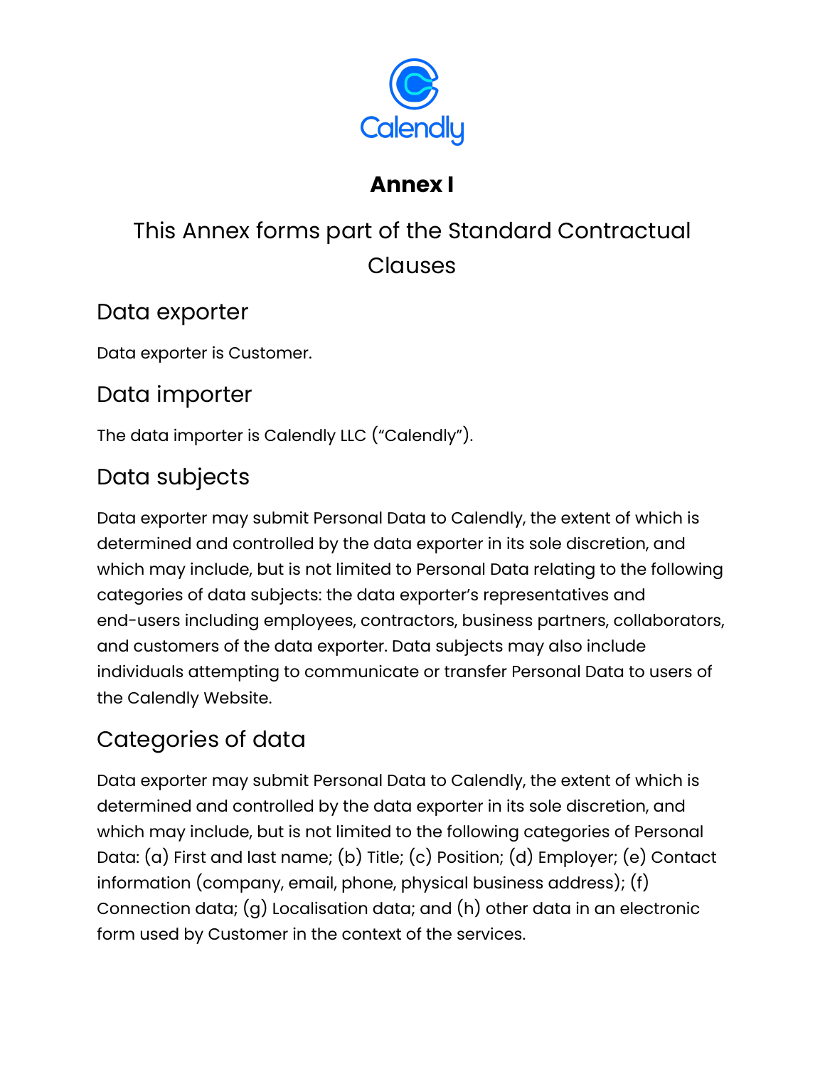# Annex I

This Annex forms part of the Standard Contractual Clauses

## Data exporter

Data exporter is Customer.

## Data importer

The data importer is Calendly LLC ("Calendly").

## Data subjects

Data exporter may submit Personal Data to Calendly, the extent of which is determined and controlled by the data exporter in its sole discretion, and which may include, but is not limited to Personal Data relating to the following categories of data subjects: the data exporter's representatives and end-users including employees, contractors, business partners, collaborators, and customers of the data exporter. Data subjects may also include individuals attempting to communicate or transfer Personal Data to users of the Calendly Website.

## Categories of data

Data exporter may submit Personal Data to Calendly, the extent of which is determined and controlled by the data exporter in its sole discretion, and which may include, but is not limited to the following categories of Personal Data: (a) First and last name; (b) Title; (c) Position; (d) Employer; (e) Contact information (company, email, phone, physical business address); (f) Connection data; (g) Localisation data; and (h) other data in an electronic form used by Customer in the context of the services.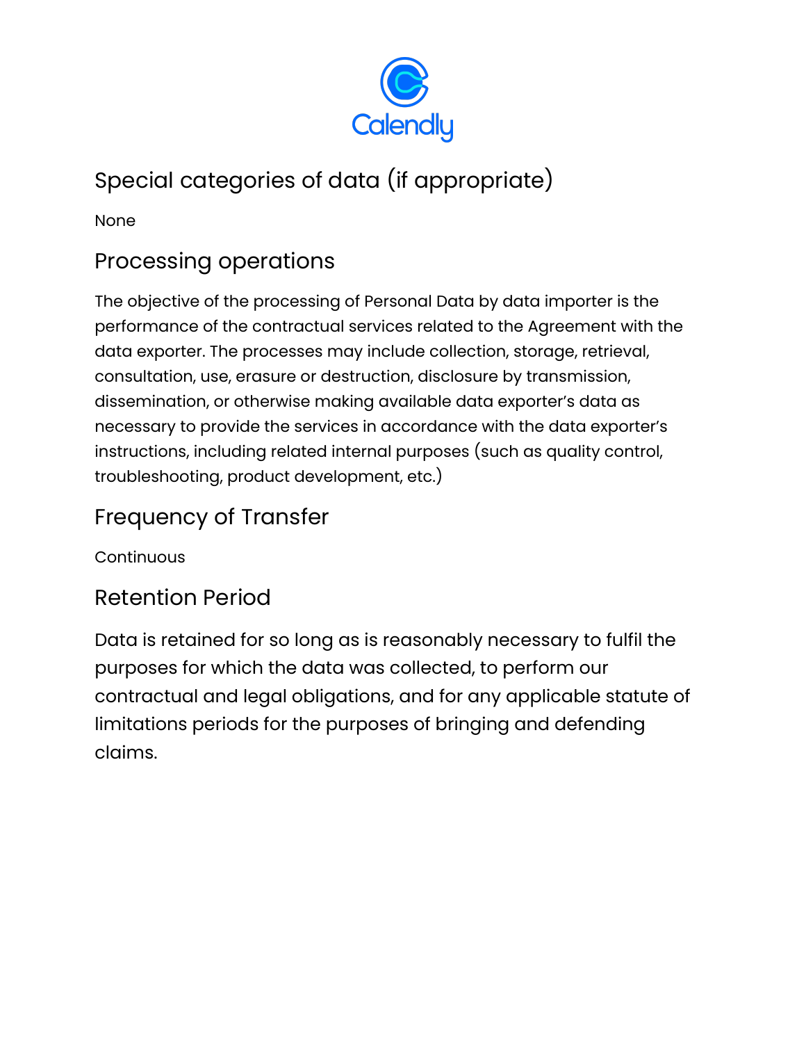## Special categories of data (if appropriate)

None

## Processing operations

The objective of the processing of Personal Data by data importer is the performance of the contractual services related to the Agreement with the data exporter. The processes may include collection, storage, retrieval, consultation, use, erasure or destruction, disclosure by transmission, dissemination, or otherwise making available data exporter's data as necessary to provide the services in accordance with the data exporter's instructions, including related internal purposes (such as quality control, troubleshooting, product development, etc.)

## Frequency of Transfer

Continuous

## Retention Period

Data is retained for so long as is reasonably necessary to fulfil the purposes for which the data was collected, to perform our contractual and legal obligations, and for any applicable statute of limitations periods for the purposes of bringing and defending claims.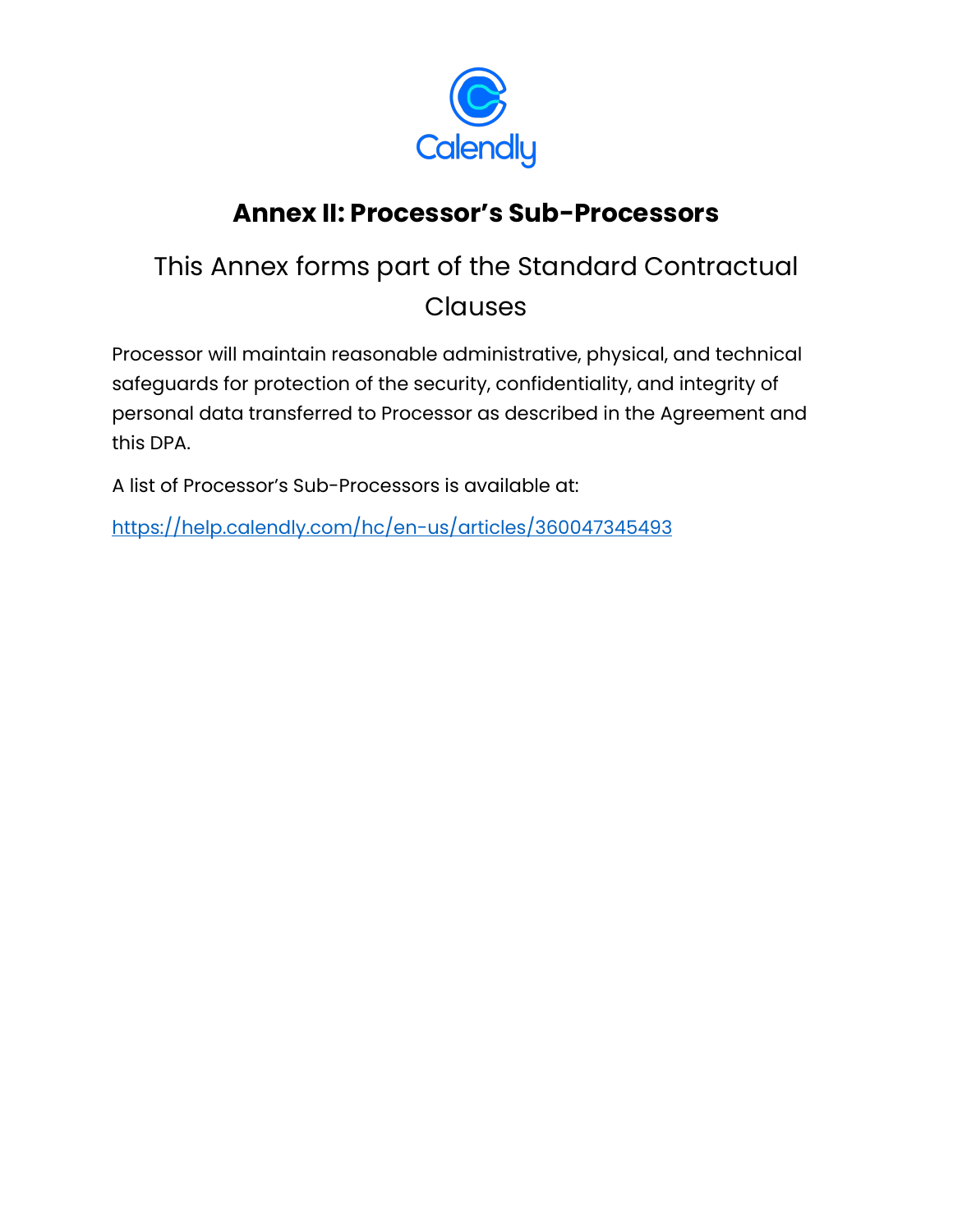# Annex II: Processor's Sub-Processors

## This Annex forms part of the Standard Contractual Clauses

Processor will maintain reasonable administrative, physical, and technical safeguards for protection of the security, confidentiality, and integrity of personal data transferred to Processor as described in the Agreement and this DPA.

A list of Processor's Sub-Processors is available at:

https://help.calendly.com/hc/en-us/articles/360047345493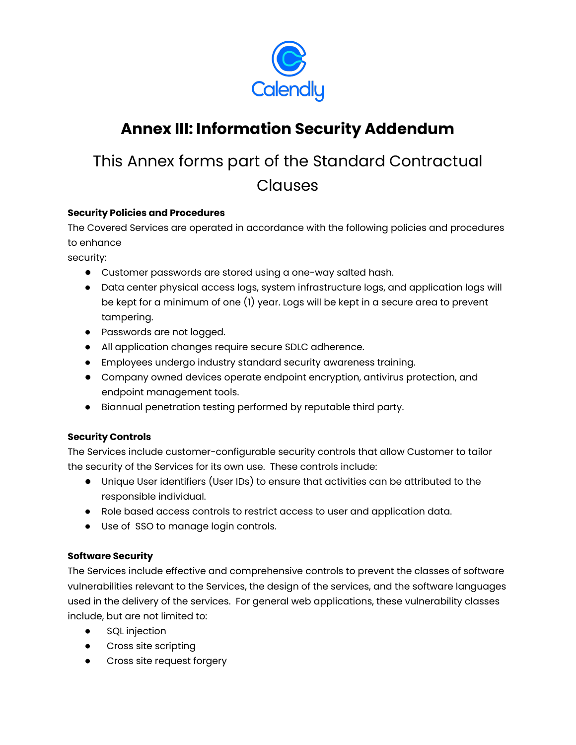# Annex III: Information Security Addendum

## This Annex forms part of the Standard Contractual Clauses

**Security Policies and Procedures**

The Covered Services are operated in accordance with the following policies and procedures to enhance security:

- Customer passwords are stored using a one-way salted hash.
- Data center physical access logs, system infrastructure logs, and application logs will be kept for a minimum of one (1) year. Logs will be kept in a secure area to prevent tampering.
- Passwords are not logged.
- All application changes require secure SDLC adherence.
- Employees undergo industry standard security awareness training.
- Company owned devices operate endpoint encryption, antivirus protection, and endpoint management tools.
- Biannual penetration testing performed by reputable third party.

**Security Controls**

The Services include customer-configurable security controls that allow Customer to tailor the security of the Services for its own use. These controls include:

- Unique User identifiers (User IDs) to ensure that activities can be attributed to the responsible individual.
- Role based access controls to restrict access to user and application data.
- Use of SSO to manage login controls.

**Software Security**

The Services include effective and comprehensive controls to prevent the classes of software vulnerabilities relevant to the Services, the design of the services, and the software languages used in the delivery of the services. For general web applications, these vulnerability classes include, but are not limited to:

- SQL injection
- Cross site scripting
- Cross site request forgery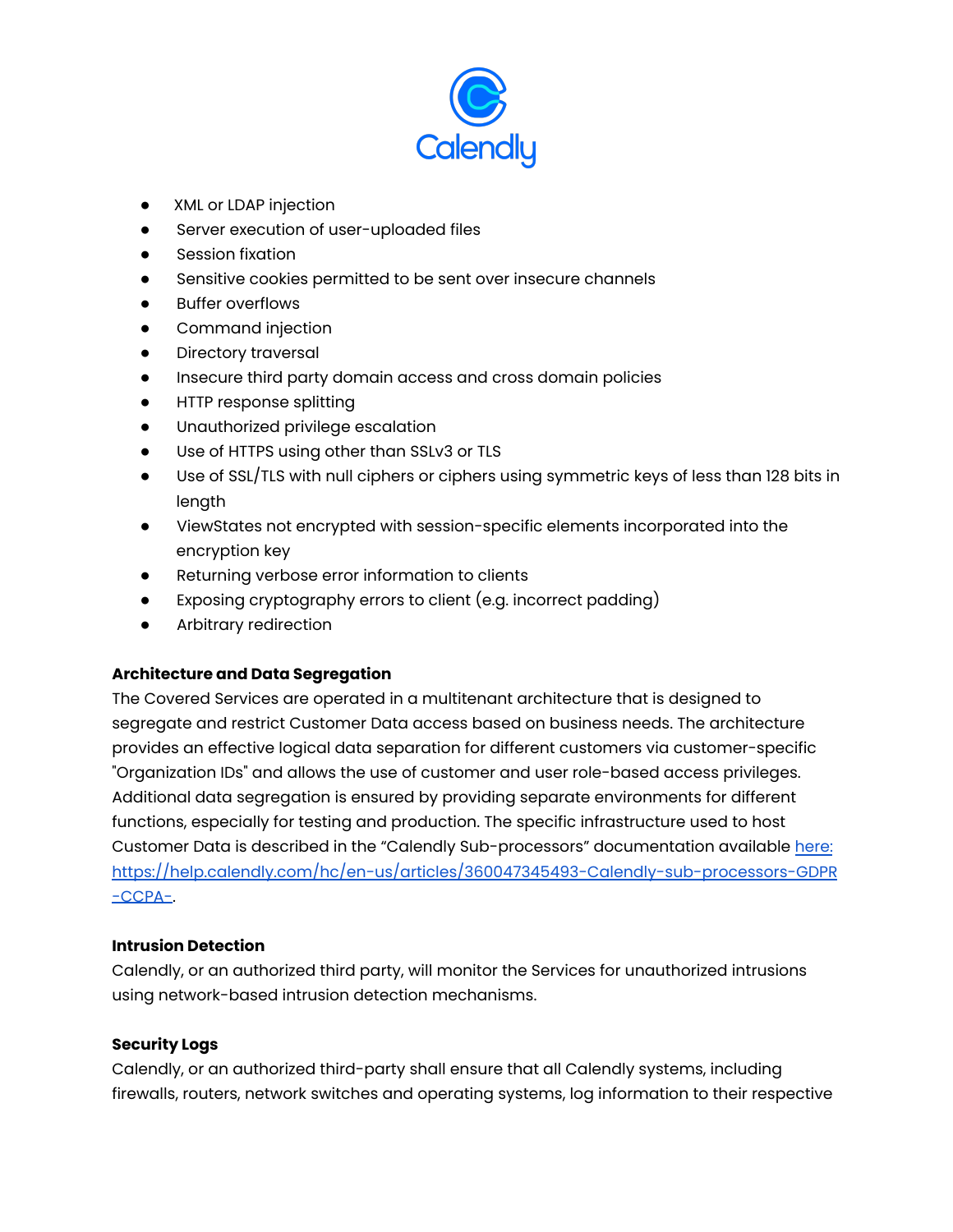- XML or LDAP injection
- Server execution of user-uploaded files
- Session fixation
- Sensitive cookies permitted to be sent over insecure channels
- Buffer overflows
- Command injection
- Directory traversal
- Insecure third party domain access and cross domain policies
- HTTP response splitting
- Unauthorized privilege escalation
- Use of HTTPS using other than SSLv3 or TLS
- Use of SSL/TLS with null ciphers or ciphers using symmetric keys of less than 128 bits in length
- ViewStates not encrypted with session-specific elements incorporated into the encryption key
- Returning verbose error information to clients
- Exposing cryptography errors to client (e.g. incorrect padding)
- Arbitrary redirection

**Architecture and Data Segregation**

The Covered Services are operated in a multitenant architecture that is designed to segregate and restrict Customer Data access based on business needs. The architecture provides an effective logical data separation for different customers via customer-specific "Organization IDs" and allows the use of customer and user role-based access privileges. Additional data segregation is ensured by providing separate environments for different functions, especially for testing and production. The specific infrastructure used to host Customer Data is described in the "Calendly Sub-processors" documentation available [here: https://help.calendly.com/hc/en-us/articles/360047345493-Calendly-sub-processors-GDPR-CCPA-](https://help.calendly.com/hc/en-us/articles/360047345493-Calendly-sub-processors-GDPR-CCPA-).

**Intrusion Detection**

Calendly, or an authorized third party, will monitor the Services for unauthorized intrusions using network-based intrusion detection mechanisms.

**Security Logs**

Calendly, or an authorized third-party shall ensure that all Calendly systems, including firewalls, routers, network switches and operating systems, log information to their respective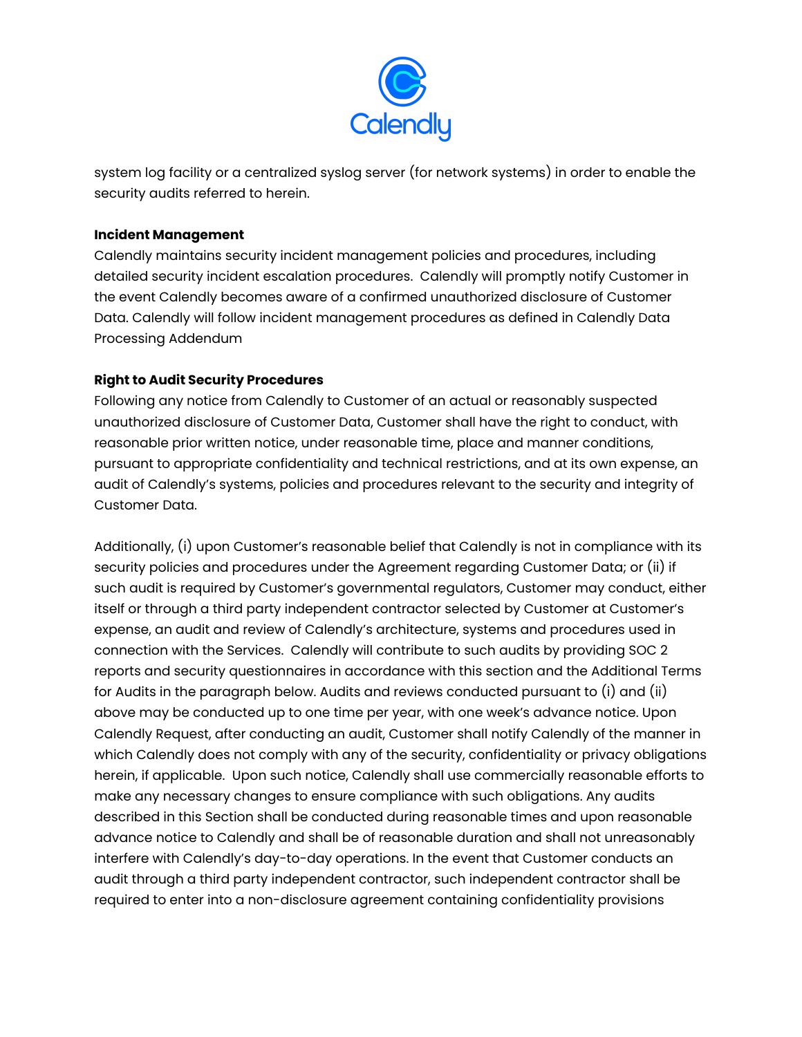system log facility or a centralized syslog server (for network systems) in order to enable the security audits referred to herein.

**Incident Management**

Calendly maintains security incident management policies and procedures, including detailed security incident escalation procedures. Calendly will promptly notify Customer in the event Calendly becomes aware of a confirmed unauthorized disclosure of Customer Data. Calendly will follow incident management procedures as defined in Calendly Data Processing Addendum

**Right to Audit Security Procedures**

Following any notice from Calendly to Customer of an actual or reasonably suspected unauthorized disclosure of Customer Data, Customer shall have the right to conduct, with reasonable prior written notice, under reasonable time, place and manner conditions, pursuant to appropriate confidentiality and technical restrictions, and at its own expense, an audit of Calendly's systems, policies and procedures relevant to the security and integrity of Customer Data.

Additionally, (i) upon Customer's reasonable belief that Calendly is not in compliance with its security policies and procedures under the Agreement regarding Customer Data; or (ii) if such audit is required by Customer's governmental regulators, Customer may conduct, either itself or through a third party independent contractor selected by Customer at Customer's expense, an audit and review of Calendly's architecture, systems and procedures used in connection with the Services. Calendly will contribute to such audits by providing SOC 2 reports and security questionnaires in accordance with this section and the Additional Terms for Audits in the paragraph below. Audits and reviews conducted pursuant to (i) and (ii) above may be conducted up to one time per year, with one week's advance notice. Upon Calendly Request, after conducting an audit, Customer shall notify Calendly of the manner in which Calendly does not comply with any of the security, confidentiality or privacy obligations herein, if applicable. Upon such notice, Calendly shall use commercially reasonable efforts to make any necessary changes to ensure compliance with such obligations. Any audits described in this Section shall be conducted during reasonable times and upon reasonable advance notice to Calendly and shall be of reasonable duration and shall not unreasonably interfere with Calendly's day-to-day operations. In the event that Customer conducts an audit through a third party independent contractor, such independent contractor shall be required to enter into a non-disclosure agreement containing confidentiality provisions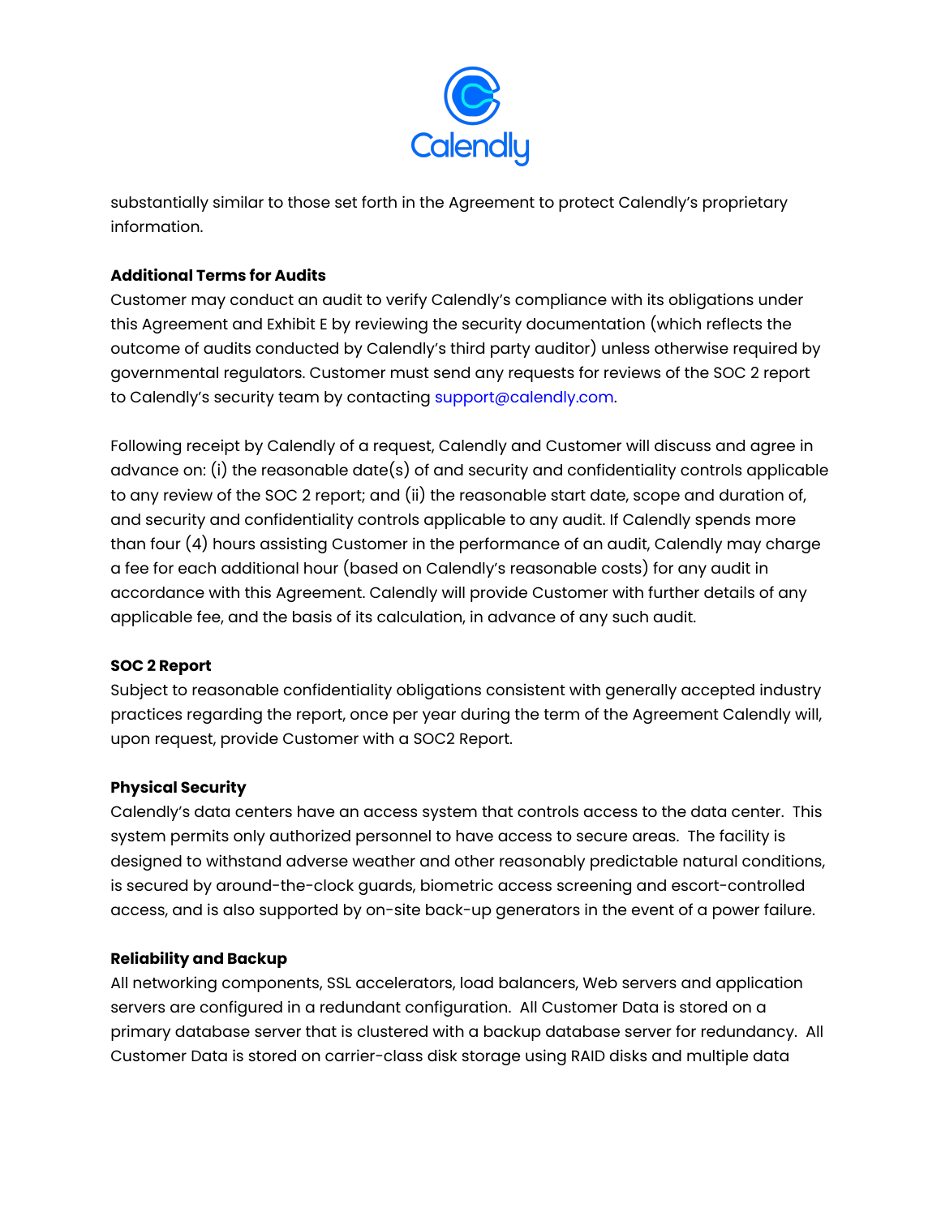substantially similar to those set forth in the Agreement to protect Calendly's proprietary information.

**Additional Terms for Audits**

Customer may conduct an audit to verify Calendly's compliance with its obligations under this Agreement and Exhibit E by reviewing the security documentation (which reflects the outcome of audits conducted by Calendly's third party auditor) unless otherwise required by governmental regulators. Customer must send any requests for reviews of the SOC 2 report to Calendly's security team by contacting support@calendly.com.

Following receipt by Calendly of a request, Calendly and Customer will discuss and agree in advance on: (i) the reasonable date(s) of and security and confidentiality controls applicable to any review of the SOC 2 report; and (ii) the reasonable start date, scope and duration of, and security and confidentiality controls applicable to any audit. If Calendly spends more than four (4) hours assisting Customer in the performance of an audit, Calendly may charge a fee for each additional hour (based on Calendly's reasonable costs) for any audit in accordance with this Agreement. Calendly will provide Customer with further details of any applicable fee, and the basis of its calculation, in advance of any such audit.

**SOC 2 Report**

Subject to reasonable confidentiality obligations consistent with generally accepted industry practices regarding the report, once per year during the term of the Agreement Calendly will, upon request, provide Customer with a SOC2 Report.

**Physical Security**

Calendly's data centers have an access system that controls access to the data center. This system permits only authorized personnel to have access to secure areas. The facility is designed to withstand adverse weather and other reasonably predictable natural conditions, is secured by around-the-clock guards, biometric access screening and escort-controlled access, and is also supported by on-site back-up generators in the event of a power failure.

**Reliability and Backup**

All networking components, SSL accelerators, load balancers, Web servers and application servers are configured in a redundant configuration. All Customer Data is stored on a primary database server that is clustered with a backup database server for redundancy. All Customer Data is stored on carrier-class disk storage using RAID disks and multiple data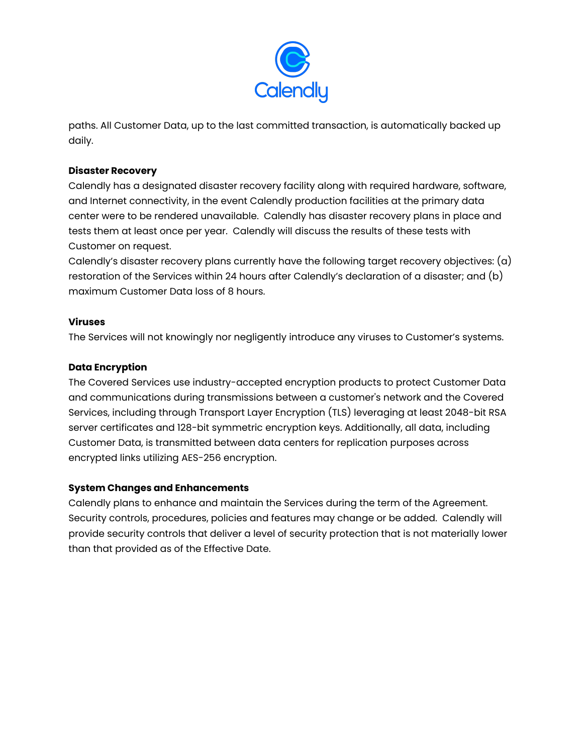paths. All Customer Data, up to the last committed transaction, is automatically backed up daily.

**Disaster Recovery**

Calendly has a designated disaster recovery facility along with required hardware, software, and Internet connectivity, in the event Calendly production facilities at the primary data center were to be rendered unavailable. Calendly has disaster recovery plans in place and tests them at least once per year. Calendly will discuss the results of these tests with Customer on request.

Calendly's disaster recovery plans currently have the following target recovery objectives: (a) restoration of the Services within 24 hours after Calendly's declaration of a disaster; and (b) maximum Customer Data loss of 8 hours.

**Viruses**

The Services will not knowingly nor negligently introduce any viruses to Customer's systems.

**Data Encryption**

The Covered Services use industry-accepted encryption products to protect Customer Data and communications during transmissions between a customer's network and the Covered Services, including through Transport Layer Encryption (TLS) leveraging at least 2048-bit RSA server certificates and 128-bit symmetric encryption keys. Additionally, all data, including Customer Data, is transmitted between data centers for replication purposes across encrypted links utilizing AES-256 encryption.

**System Changes and Enhancements**

Calendly plans to enhance and maintain the Services during the term of the Agreement. Security controls, procedures, policies and features may change or be added. Calendly will provide security controls that deliver a level of security protection that is not materially lower than that provided as of the Effective Date.